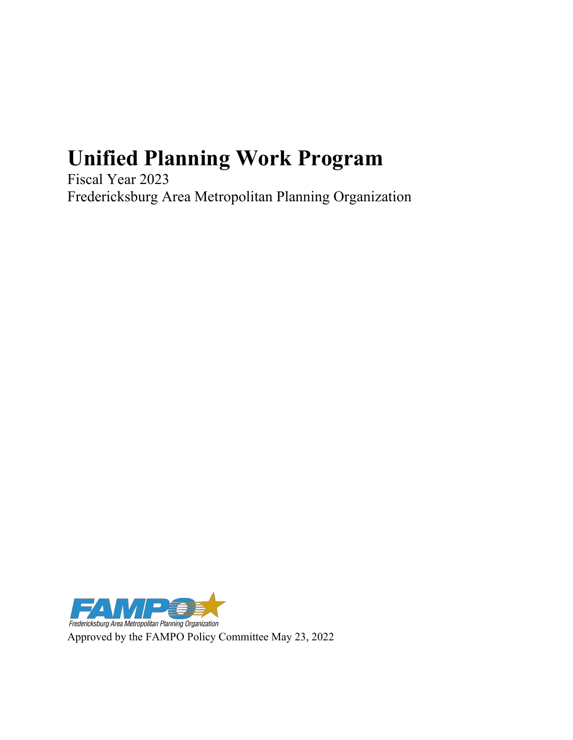# Unified Planning Work Program

Fiscal Year 2023

Fredericksburg Area Metropolitan Planning Organization

FAMPO

Fredericksburg Area Metropolitan Planning Organization

Approved by the FAMPO Policy Committee May 23, 2022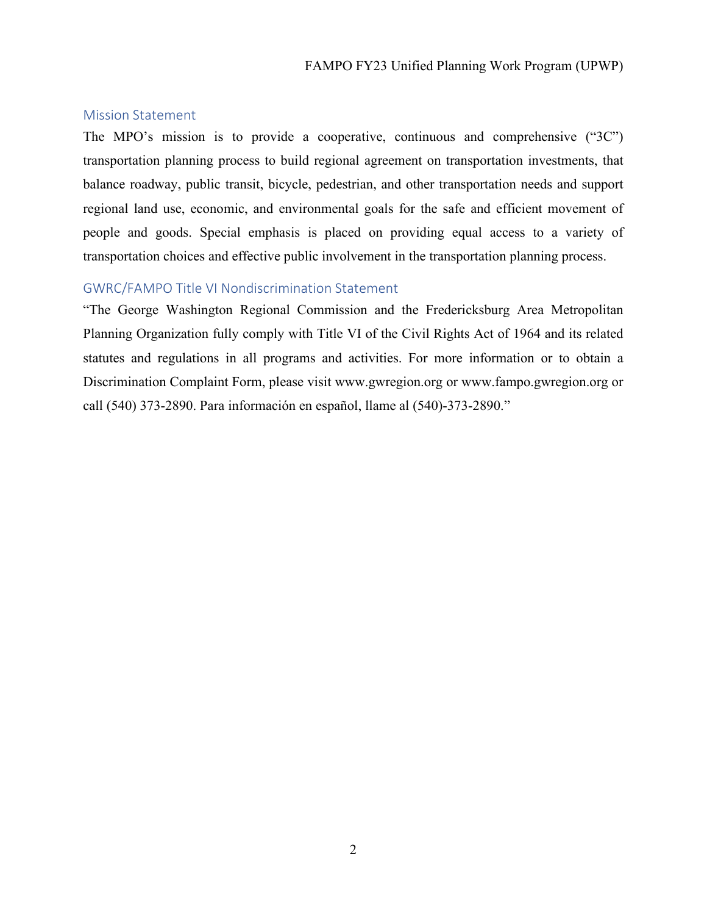## Mission Statement

The MPO's mission is to provide a cooperative, continuous and comprehensive ("3C") transportation planning process to build regional agreement on transportation investments, that balance roadway, public transit, bicycle, pedestrian, and other transportation needs and support regional land use, economic, and environmental goals for the safe and efficient movement of people and goods. Special emphasis is placed on providing equal access to a variety of transportation choices and effective public involvement in the transportation planning process.

## GWRC/FAMPO Title VI Nondiscrimination Statement

"The George Washington Regional Commission and the Fredericksburg Area Metropolitan Planning Organization fully comply with Title VI of the Civil Rights Act of 1964 and its related statutes and regulations in all programs and activities. For more information or to obtain a Discrimination Complaint Form, please visit www.gwregion.org or www.fampo.gwregion.org or call (540) 373-2890. Para información en español, llame al (540)-373-2890."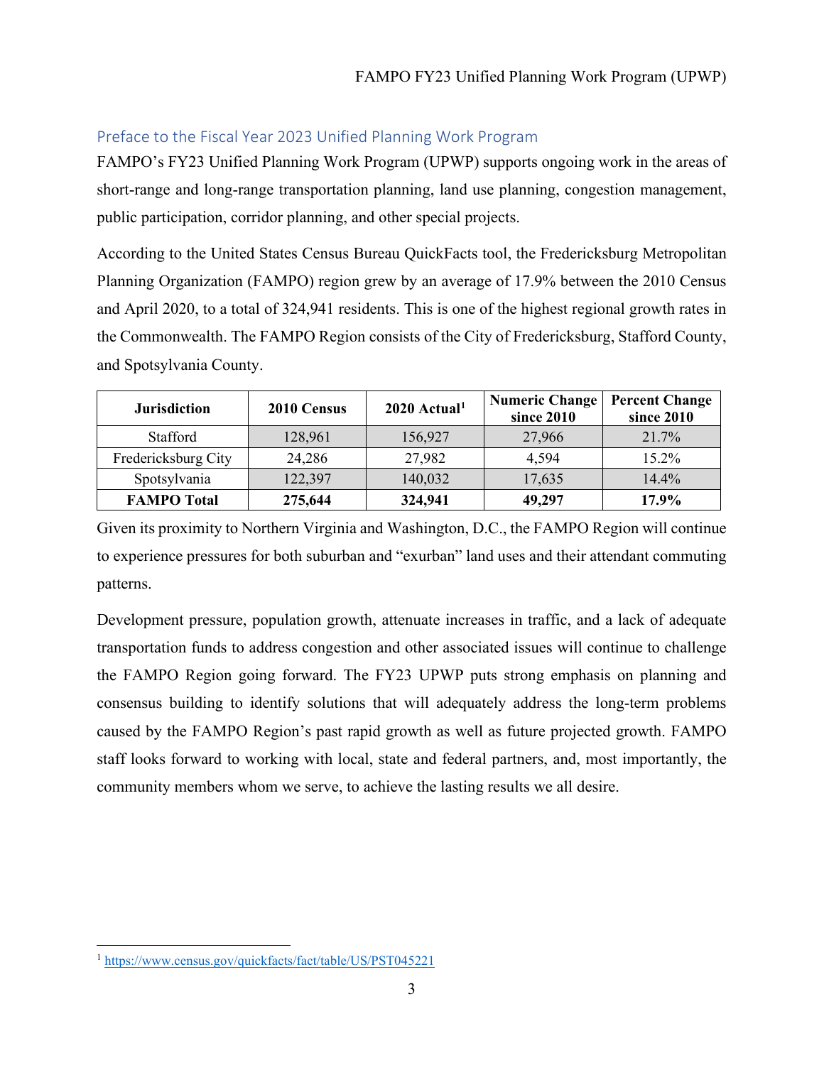## Preface to the Fiscal Year 2023 Unified Planning Work Program

FAMPO's FY23 Unified Planning Work Program (UPWP) supports ongoing work in the areas of short-range and long-range transportation planning, land use planning, congestion management, public participation, corridor planning, and other special projects.

According to the United States Census Bureau QuickFacts tool, the Fredericksburg Metropolitan Planning Organization (FAMPO) region grew by an average of 17.9% between the 2010 Census and April 2020, to a total of 324,941 residents. This is one of the highest regional growth rates in the Commonwealth. The FAMPO Region consists of the City of Fredericksburg, Stafford County, and Spotsylvania County.

| Jurisdiction | 2010 Census | 2020 Actual[1] | Numeric Change since 2010 | Percent Change since 2010 |
|---|---|---|---|---|
| Stafford | 128,961 | 156,927 | 27,966 | 21.7% |
| Fredericksburg City | 24,286 | 27,982 | 4,594 | 15.2% |
| Spotsylvania | 122,397 | 140,032 | 17,635 | 14.4% |
| **FAMPO Total** | **275,644** | **324,941** | **49,297** | **17.9%** |

Given its proximity to Northern Virginia and Washington, D.C., the FAMPO Region will continue to experience pressures for both suburban and "exurban" land uses and their attendant commuting patterns.

Development pressure, population growth, attenuate increases in traffic, and a lack of adequate transportation funds to address congestion and other associated issues will continue to challenge the FAMPO Region going forward. The FY23 UPWP puts strong emphasis on planning and consensus building to identify solutions that will adequately address the long-term problems caused by the FAMPO Region's past rapid growth as well as future projected growth. FAMPO staff looks forward to working with local, state and federal partners, and, most importantly, the community members whom we serve, to achieve the lasting results we all desire.

[1] https://www.census.gov/quickfacts/fact/table/US/PST045221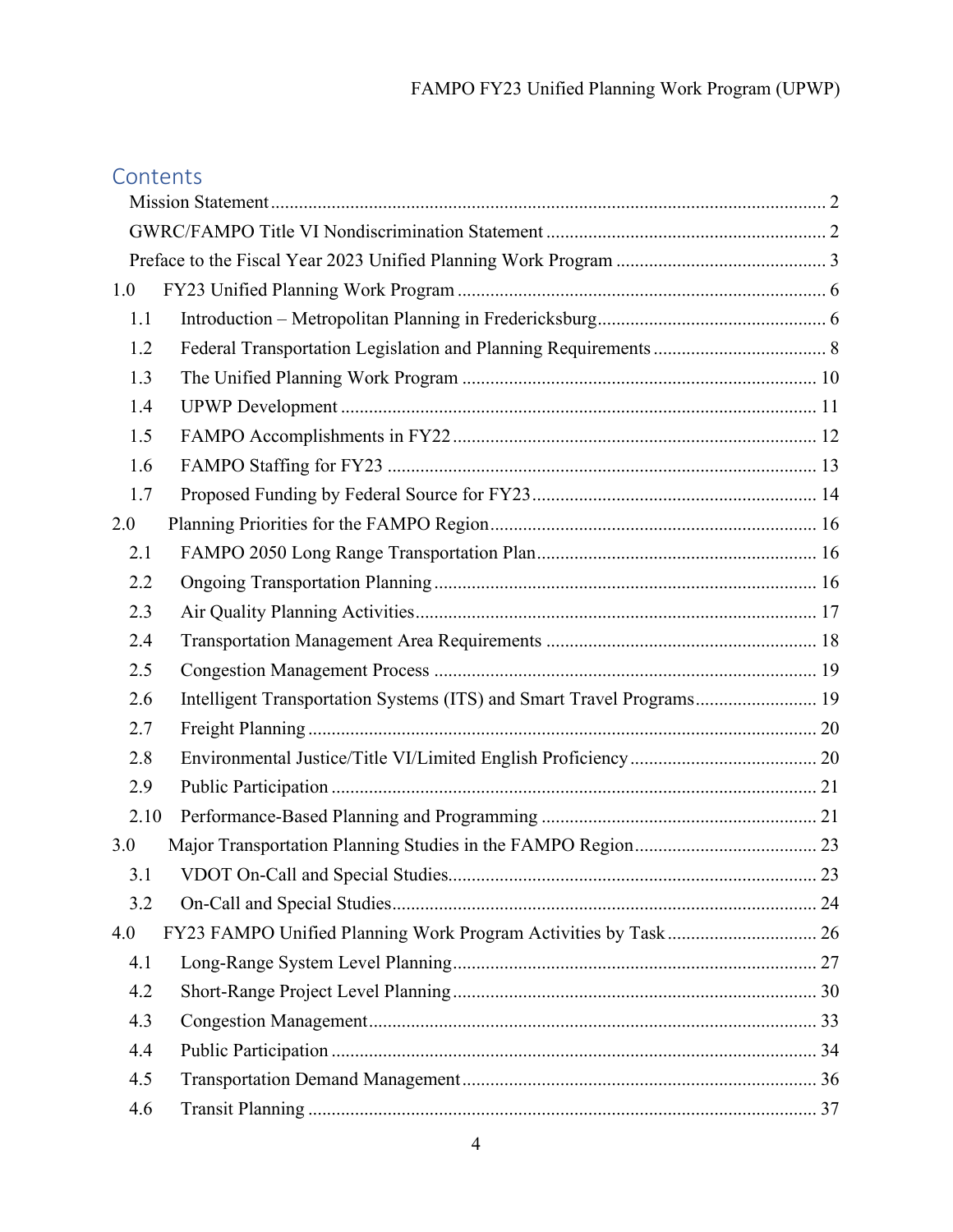## Contents

Mission Statement ........................................................................................................ 2

GWRC/FAMPO Title VI Nondiscrimination Statement ............................................................ 2

Preface to the Fiscal Year 2023 Unified Planning Work Program ............................................. 3

1.0 FY23 Unified Planning Work Program ............................................................................... 6

- 1.1 Introduction – Metropolitan Planning in Fredericksburg ................................................. 6
- 1.2 Federal Transportation Legislation and Planning Requirements ..................................... 8
- 1.3 The Unified Planning Work Program ............................................................................ 10
- 1.4 UPWP Development ...................................................................................................... 11
- 1.5 FAMPO Accomplishments in FY22 ............................................................................... 12
- 1.6 FAMPO Staffing for FY23 ............................................................................................. 13
- 1.7 Proposed Funding by Federal Source for FY23 ............................................................. 14

2.0 Planning Priorities for the FAMPO Region ......................................................................... 16

- 2.1 FAMPO 2050 Long Range Transportation Plan ............................................................. 16
- 2.2 Ongoing Transportation Planning .................................................................................. 16
- 2.3 Air Quality Planning Activities ...................................................................................... 17
- 2.4 Transportation Management Area Requirements ........................................................... 18
- 2.5 Congestion Management Process .................................................................................. 19
- 2.6 Intelligent Transportation Systems (ITS) and Smart Travel Programs ............................ 19
- 2.7 Freight Planning ............................................................................................................ 20
- 2.8 Environmental Justice/Title VI/Limited English Proficiency ........................................ 20
- 2.9 Public Participation ....................................................................................................... 21
- 2.10 Performance-Based Planning and Programming .......................................................... 21

3.0 Major Transportation Planning Studies in the FAMPO Region ........................................... 23

- 3.1 VDOT On-Call and Special Studies ............................................................................... 23
- 3.2 On-Call and Special Studies ........................................................................................... 24

4.0 FY23 FAMPO Unified Planning Work Program Activities by Task ................................... 26

- 4.1 Long-Range System Level Planning .............................................................................. 27
- 4.2 Short-Range Project Level Planning .............................................................................. 30
- 4.3 Congestion Management ............................................................................................... 33
- 4.4 Public Participation ....................................................................................................... 34
- 4.5 Transportation Demand Management ............................................................................ 36
- 4.6 Transit Planning ............................................................................................................ 37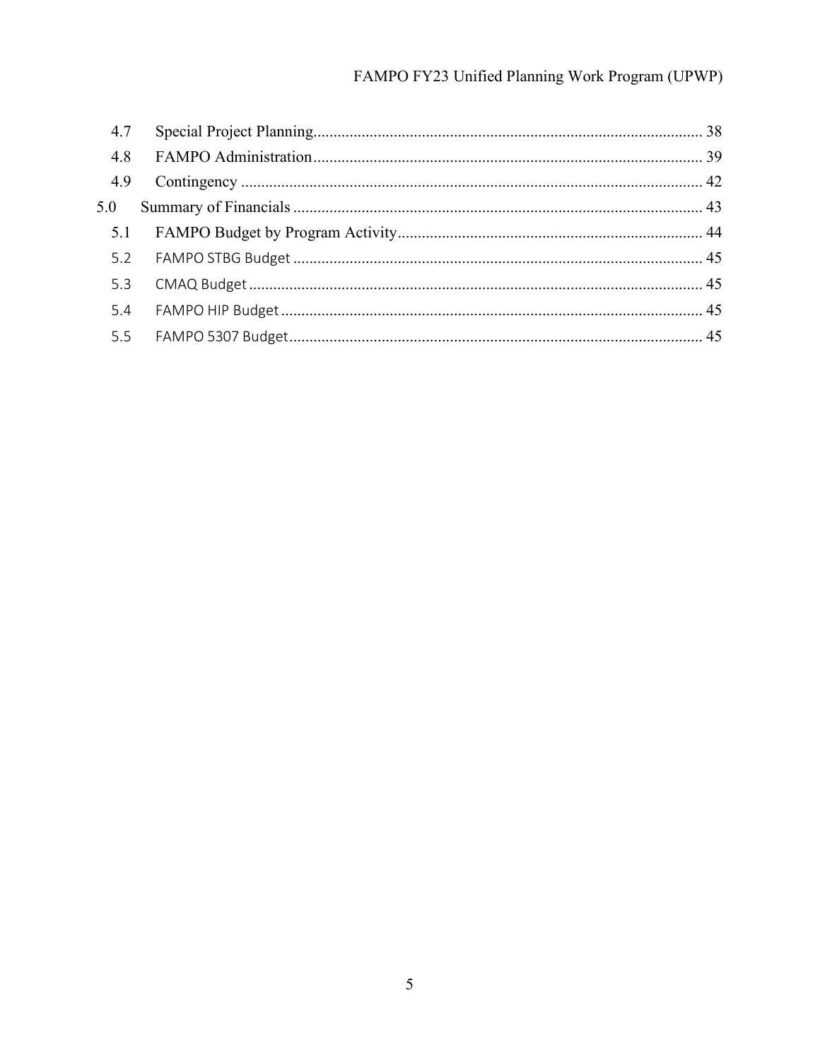| | | |
|---|---|---|
| 4.7 | Special Project Planning | 38 |
| 4.8 | FAMPO Administration | 39 |
| 4.9 | Contingency | 42 |
| 5.0 | Summary of Financials | 43 |
| 5.1 | FAMPO Budget by Program Activity | 44 |
| 5.2 | FAMPO STBG Budget | 45 |
| 5.3 | CMAQ Budget | 45 |
| 5.4 | FAMPO HIP Budget | 45 |
| 5.5 | FAMPO 5307 Budget | 45 |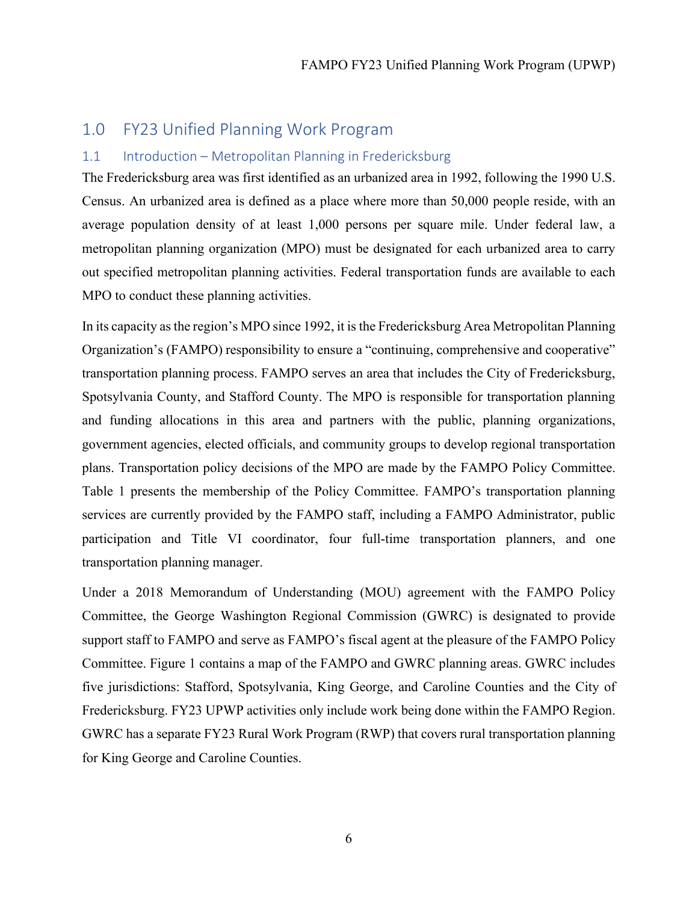# 1.0 FY23 Unified Planning Work Program

## 1.1 Introduction – Metropolitan Planning in Fredericksburg

The Fredericksburg area was first identified as an urbanized area in 1992, following the 1990 U.S. Census. An urbanized area is defined as a place where more than 50,000 people reside, with an average population density of at least 1,000 persons per square mile. Under federal law, a metropolitan planning organization (MPO) must be designated for each urbanized area to carry out specified metropolitan planning activities. Federal transportation funds are available to each MPO to conduct these planning activities.

In its capacity as the region's MPO since 1992, it is the Fredericksburg Area Metropolitan Planning Organization's (FAMPO) responsibility to ensure a "continuing, comprehensive and cooperative" transportation planning process. FAMPO serves an area that includes the City of Fredericksburg, Spotsylvania County, and Stafford County. The MPO is responsible for transportation planning and funding allocations in this area and partners with the public, planning organizations, government agencies, elected officials, and community groups to develop regional transportation plans. Transportation policy decisions of the MPO are made by the FAMPO Policy Committee. Table 1 presents the membership of the Policy Committee. FAMPO's transportation planning services are currently provided by the FAMPO staff, including a FAMPO Administrator, public participation and Title VI coordinator, four full-time transportation planners, and one transportation planning manager.

Under a 2018 Memorandum of Understanding (MOU) agreement with the FAMPO Policy Committee, the George Washington Regional Commission (GWRC) is designated to provide support staff to FAMPO and serve as FAMPO's fiscal agent at the pleasure of the FAMPO Policy Committee. Figure 1 contains a map of the FAMPO and GWRC planning areas. GWRC includes five jurisdictions: Stafford, Spotsylvania, King George, and Caroline Counties and the City of Fredericksburg. FY23 UPWP activities only include work being done within the FAMPO Region. GWRC has a separate FY23 Rural Work Program (RWP) that covers rural transportation planning for King George and Caroline Counties.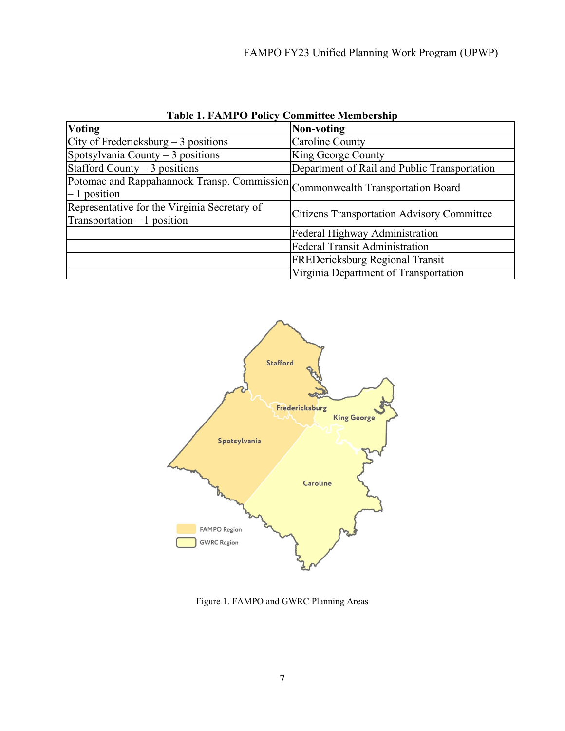**Table 1. FAMPO Policy Committee Membership**

| Voting | Non-voting |
|---|---|
| City of Fredericksburg – 3 positions | Caroline County |
| Spotsylvania County – 3 positions | King George County |
| Stafford County – 3 positions | Department of Rail and Public Transportation |
| Potomac and Rappahannock Transp. Commission – 1 position | Commonwealth Transportation Board |
| Representative for the Virginia Secretary of Transportation – 1 position | Citizens Transportation Advisory Committee |
| | Federal Highway Administration |
| | Federal Transit Administration |
| | FREDericksburg Regional Transit |
| | Virginia Department of Transportation |

Figure 1. FAMPO and GWRC Planning Areas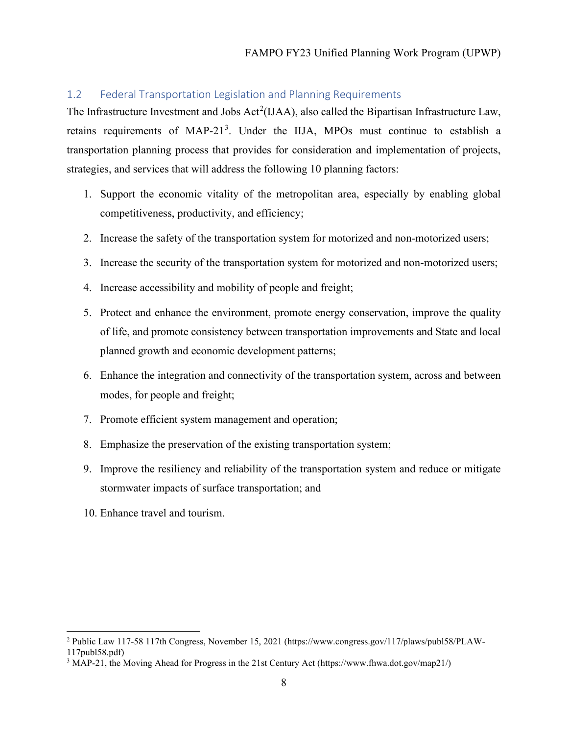## 1.2 Federal Transportation Legislation and Planning Requirements

The Infrastructure Investment and Jobs Act[2](IJAA), also called the Bipartisan Infrastructure Law, retains requirements of MAP-21[3]. Under the IIJA, MPOs must continue to establish a transportation planning process that provides for consideration and implementation of projects, strategies, and services that will address the following 10 planning factors:

1. Support the economic vitality of the metropolitan area, especially by enabling global competitiveness, productivity, and efficiency;
2. Increase the safety of the transportation system for motorized and non-motorized users;
3. Increase the security of the transportation system for motorized and non-motorized users;
4. Increase accessibility and mobility of people and freight;
5. Protect and enhance the environment, promote energy conservation, improve the quality of life, and promote consistency between transportation improvements and State and local planned growth and economic development patterns;
6. Enhance the integration and connectivity of the transportation system, across and between modes, for people and freight;
7. Promote efficient system management and operation;
8. Emphasize the preservation of the existing transportation system;
9. Improve the resiliency and reliability of the transportation system and reduce or mitigate stormwater impacts of surface transportation; and
10. Enhance travel and tourism.

---

[2] Public Law 117-58 117th Congress, November 15, 2021 (https://www.congress.gov/117/plaws/publ58/PLAW-117publ58.pdf)

[3] MAP-21, the Moving Ahead for Progress in the 21st Century Act (https://www.fhwa.dot.gov/map21/)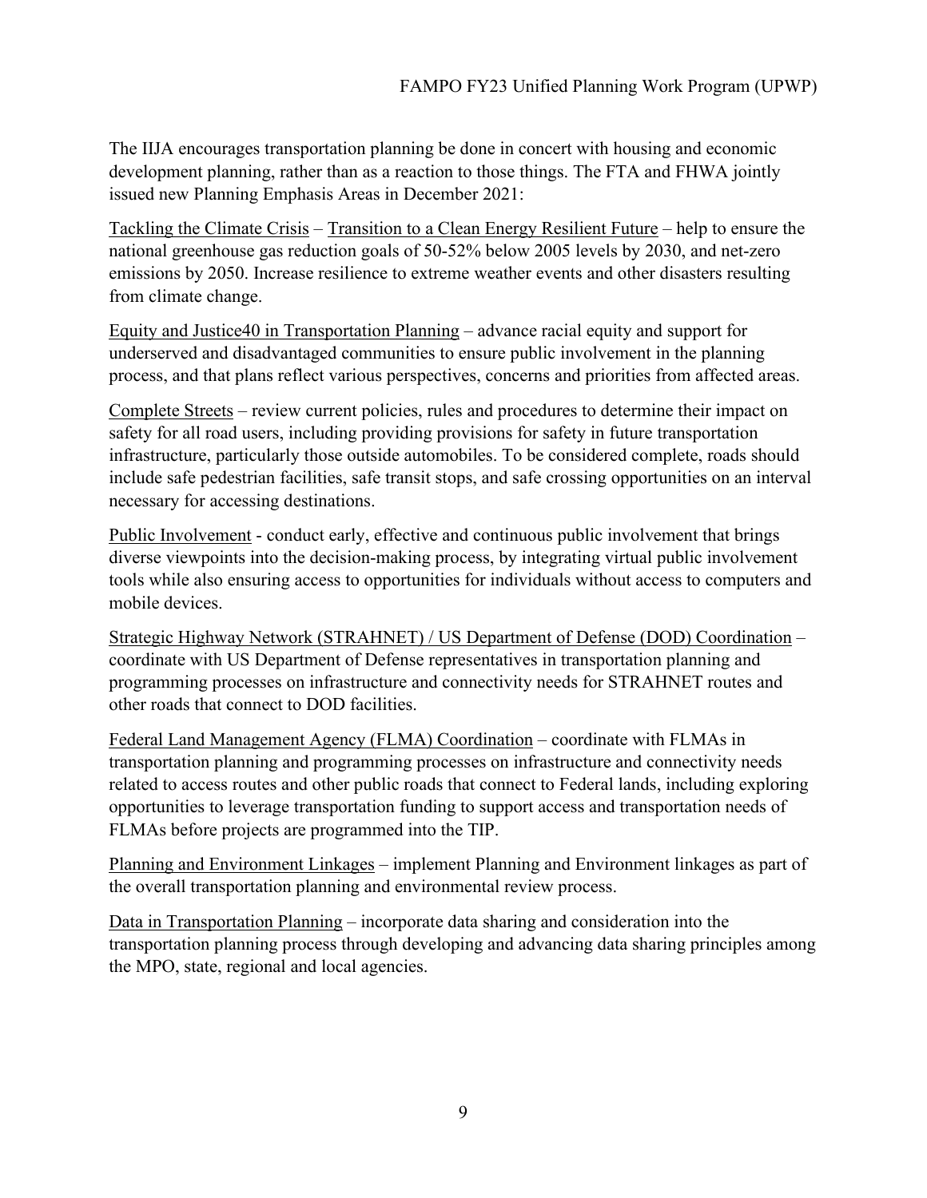The IIJA encourages transportation planning be done in concert with housing and economic development planning, rather than as a reaction to those things. The FTA and FHWA jointly issued new Planning Emphasis Areas in December 2021:

<u>Tackling the Climate Crisis</u> – <u>Transition to a Clean Energy Resilient Future</u> – help to ensure the national greenhouse gas reduction goals of 50-52% below 2005 levels by 2030, and net-zero emissions by 2050. Increase resilience to extreme weather events and other disasters resulting from climate change.

<u>Equity and Justice40 in Transportation Planning</u> – advance racial equity and support for underserved and disadvantaged communities to ensure public involvement in the planning process, and that plans reflect various perspectives, concerns and priorities from affected areas.

<u>Complete Streets</u> – review current policies, rules and procedures to determine their impact on safety for all road users, including providing provisions for safety in future transportation infrastructure, particularly those outside automobiles. To be considered complete, roads should include safe pedestrian facilities, safe transit stops, and safe crossing opportunities on an interval necessary for accessing destinations.

<u>Public Involvement</u> - conduct early, effective and continuous public involvement that brings diverse viewpoints into the decision-making process, by integrating virtual public involvement tools while also ensuring access to opportunities for individuals without access to computers and mobile devices.

<u>Strategic Highway Network (STRAHNET) / US Department of Defense (DOD) Coordination</u> – coordinate with US Department of Defense representatives in transportation planning and programming processes on infrastructure and connectivity needs for STRAHNET routes and other roads that connect to DOD facilities.

<u>Federal Land Management Agency (FLMA) Coordination</u> – coordinate with FLMAs in transportation planning and programming processes on infrastructure and connectivity needs related to access routes and other public roads that connect to Federal lands, including exploring opportunities to leverage transportation funding to support access and transportation needs of FLMAs before projects are programmed into the TIP.

<u>Planning and Environment Linkages</u> – implement Planning and Environment linkages as part of the overall transportation planning and environmental review process.

<u>Data in Transportation Planning</u> – incorporate data sharing and consideration into the transportation planning process through developing and advancing data sharing principles among the MPO, state, regional and local agencies.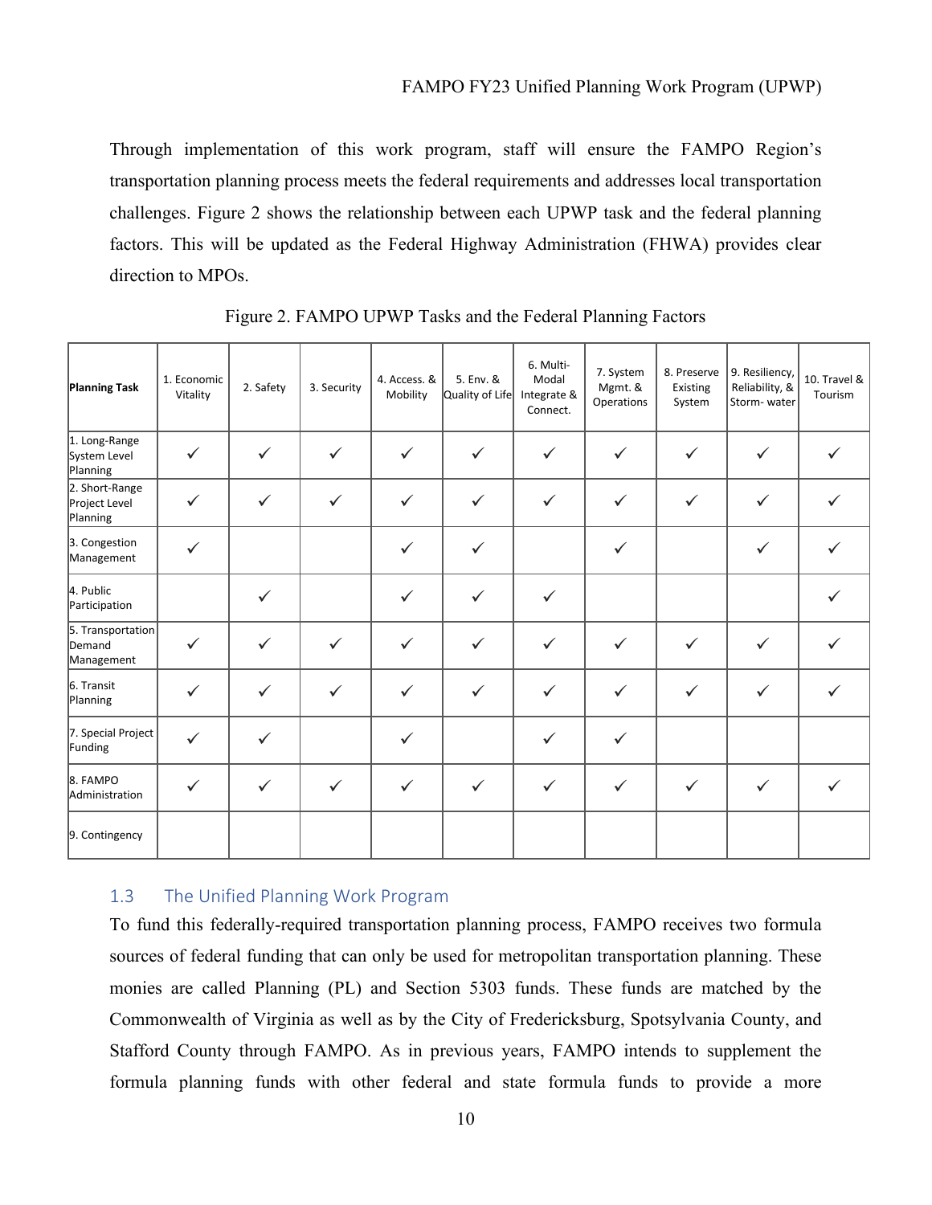Through implementation of this work program, staff will ensure the FAMPO Region's transportation planning process meets the federal requirements and addresses local transportation challenges. Figure 2 shows the relationship between each UPWP task and the federal planning factors. This will be updated as the Federal Highway Administration (FHWA) provides clear direction to MPOs.

Figure 2. FAMPO UPWP Tasks and the Federal Planning Factors

| **Planning Task** | 1. Economic Vitality | 2. Safety | 3. Security | 4. Access. & Mobility | 5. Env. & Quality of Life | 6. Multi-Modal Integrate & Connect. | 7. System Mgmt. & Operations | 8. Preserve Existing System | 9. Resiliency, Reliability, & Storm- water | 10. Travel & Tourism |
|---|---|---|---|---|---|---|---|---|---|---|
| 1. Long-Range System Level Planning | ✓ | ✓ | ✓ | ✓ | ✓ | ✓ | ✓ | ✓ | ✓ | ✓ |
| 2. Short-Range Project Level Planning | ✓ | ✓ | ✓ | ✓ | ✓ | ✓ | ✓ | ✓ | ✓ | ✓ |
| 3. Congestion Management | ✓ | | | ✓ | ✓ | | ✓ | | ✓ | ✓ |
| 4. Public Participation | | ✓ | | ✓ | ✓ | ✓ | | | | ✓ |
| 5. Transportation Demand Management | ✓ | ✓ | ✓ | ✓ | ✓ | ✓ | ✓ | ✓ | ✓ | ✓ |
| 6. Transit Planning | ✓ | ✓ | ✓ | ✓ | ✓ | ✓ | ✓ | ✓ | ✓ | ✓ |
| 7. Special Project Funding | ✓ | ✓ | | ✓ | | ✓ | ✓ | | | |
| 8. FAMPO Administration | ✓ | ✓ | ✓ | ✓ | ✓ | ✓ | ✓ | ✓ | ✓ | ✓ |
| 9. Contingency | | | | | | | | | | |

## 1.3 The Unified Planning Work Program

To fund this federally-required transportation planning process, FAMPO receives two formula sources of federal funding that can only be used for metropolitan transportation planning. These monies are called Planning (PL) and Section 5303 funds. These funds are matched by the Commonwealth of Virginia as well as by the City of Fredericksburg, Spotsylvania County, and Stafford County through FAMPO. As in previous years, FAMPO intends to supplement the formula planning funds with other federal and state formula funds to provide a more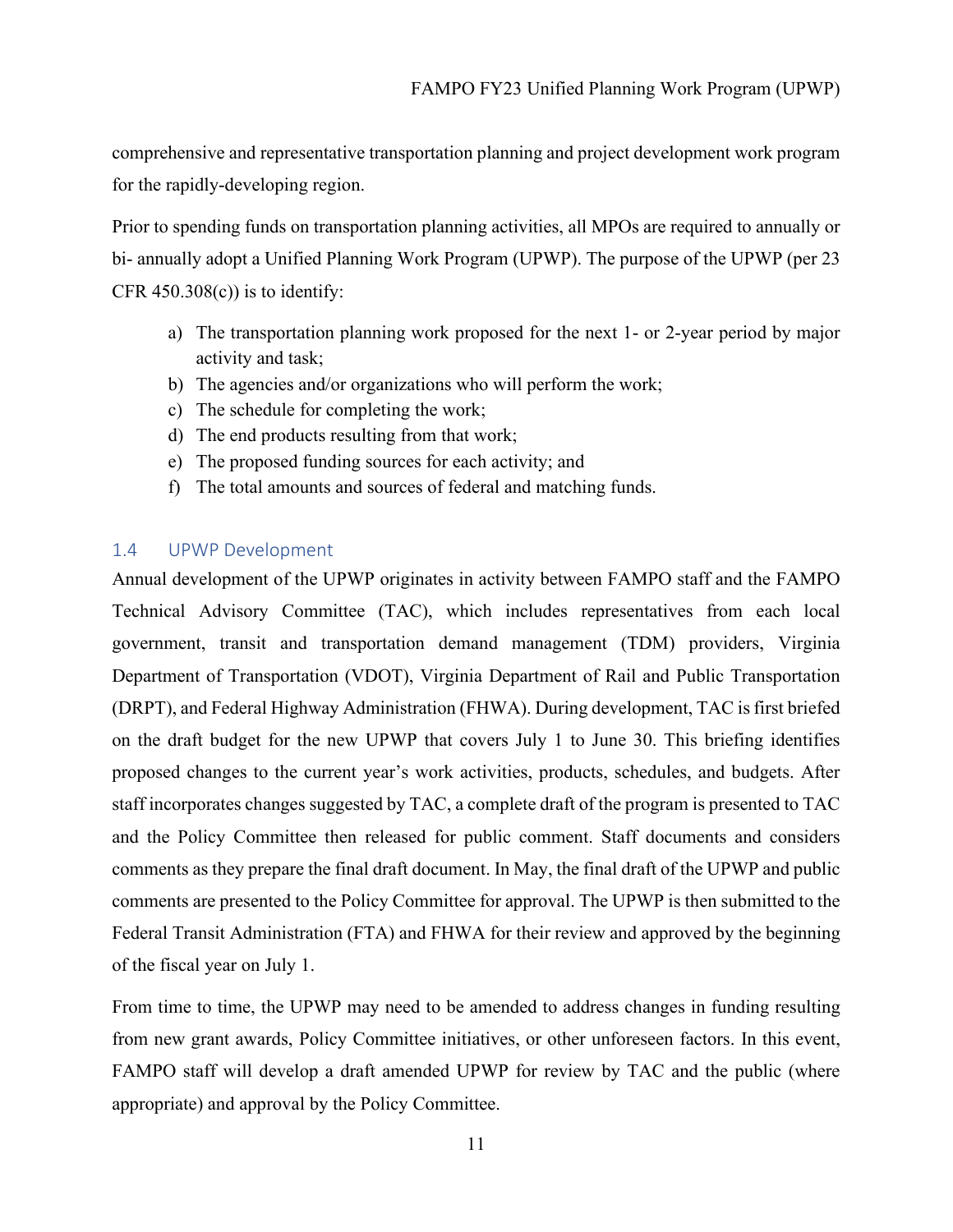comprehensive and representative transportation planning and project development work program for the rapidly-developing region.

Prior to spending funds on transportation planning activities, all MPOs are required to annually or bi- annually adopt a Unified Planning Work Program (UPWP). The purpose of the UPWP (per 23 CFR 450.308(c)) is to identify:

a) The transportation planning work proposed for the next 1- or 2-year period by major activity and task;
b) The agencies and/or organizations who will perform the work;
c) The schedule for completing the work;
d) The end products resulting from that work;
e) The proposed funding sources for each activity; and
f) The total amounts and sources of federal and matching funds.

## 1.4 UPWP Development

Annual development of the UPWP originates in activity between FAMPO staff and the FAMPO Technical Advisory Committee (TAC), which includes representatives from each local government, transit and transportation demand management (TDM) providers, Virginia Department of Transportation (VDOT), Virginia Department of Rail and Public Transportation (DRPT), and Federal Highway Administration (FHWA). During development, TAC is first briefed on the draft budget for the new UPWP that covers July 1 to June 30. This briefing identifies proposed changes to the current year's work activities, products, schedules, and budgets. After staff incorporates changes suggested by TAC, a complete draft of the program is presented to TAC and the Policy Committee then released for public comment. Staff documents and considers comments as they prepare the final draft document. In May, the final draft of the UPWP and public comments are presented to the Policy Committee for approval. The UPWP is then submitted to the Federal Transit Administration (FTA) and FHWA for their review and approved by the beginning of the fiscal year on July 1.

From time to time, the UPWP may need to be amended to address changes in funding resulting from new grant awards, Policy Committee initiatives, or other unforeseen factors. In this event, FAMPO staff will develop a draft amended UPWP for review by TAC and the public (where appropriate) and approval by the Policy Committee.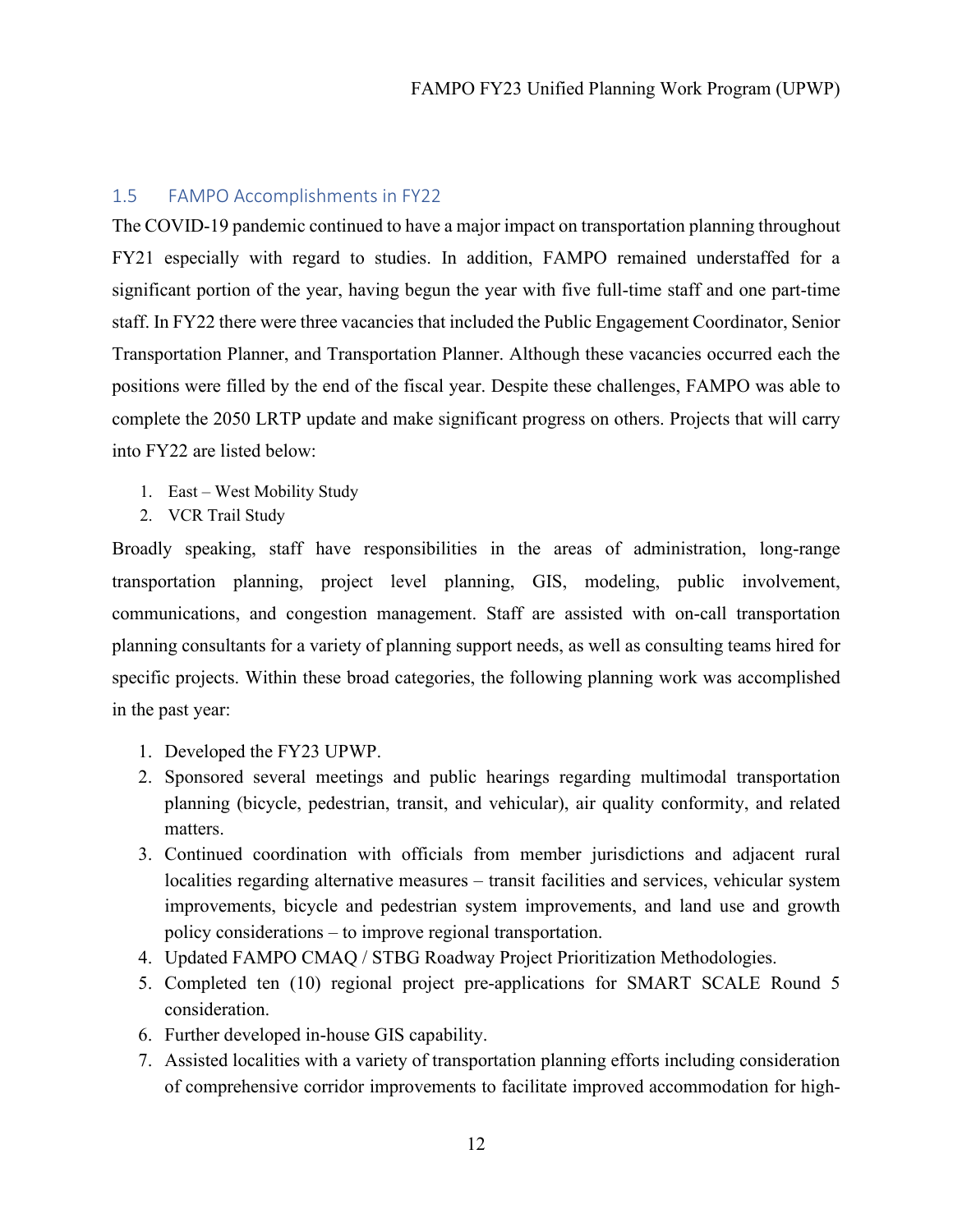## 1.5 FAMPO Accomplishments in FY22

The COVID-19 pandemic continued to have a major impact on transportation planning throughout FY21 especially with regard to studies. In addition, FAMPO remained understaffed for a significant portion of the year, having begun the year with five full-time staff and one part-time staff. In FY22 there were three vacancies that included the Public Engagement Coordinator, Senior Transportation Planner, and Transportation Planner. Although these vacancies occurred each the positions were filled by the end of the fiscal year. Despite these challenges, FAMPO was able to complete the 2050 LRTP update and make significant progress on others. Projects that will carry into FY22 are listed below:

1. East – West Mobility Study
2. VCR Trail Study

Broadly speaking, staff have responsibilities in the areas of administration, long-range transportation planning, project level planning, GIS, modeling, public involvement, communications, and congestion management. Staff are assisted with on-call transportation planning consultants for a variety of planning support needs, as well as consulting teams hired for specific projects. Within these broad categories, the following planning work was accomplished in the past year:

1. Developed the FY23 UPWP.
2. Sponsored several meetings and public hearings regarding multimodal transportation planning (bicycle, pedestrian, transit, and vehicular), air quality conformity, and related matters.
3. Continued coordination with officials from member jurisdictions and adjacent rural localities regarding alternative measures – transit facilities and services, vehicular system improvements, bicycle and pedestrian system improvements, and land use and growth policy considerations – to improve regional transportation.
4. Updated FAMPO CMAQ / STBG Roadway Project Prioritization Methodologies.
5. Completed ten (10) regional project pre-applications for SMART SCALE Round 5 consideration.
6. Further developed in-house GIS capability.
7. Assisted localities with a variety of transportation planning efforts including consideration of comprehensive corridor improvements to facilitate improved accommodation for high-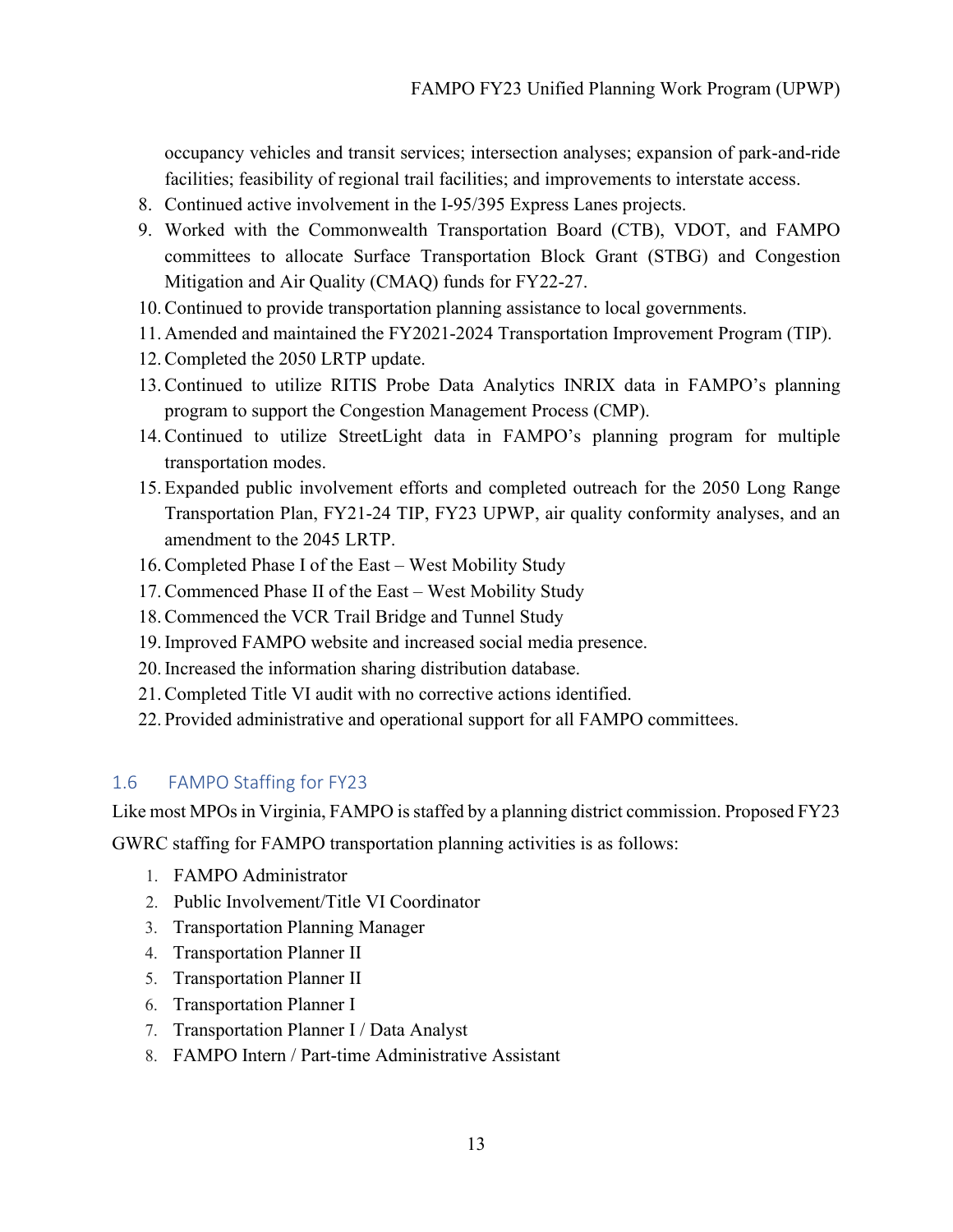occupancy vehicles and transit services; intersection analyses; expansion of park-and-ride facilities; feasibility of regional trail facilities; and improvements to interstate access.

8. Continued active involvement in the I-95/395 Express Lanes projects.
9. Worked with the Commonwealth Transportation Board (CTB), VDOT, and FAMPO committees to allocate Surface Transportation Block Grant (STBG) and Congestion Mitigation and Air Quality (CMAQ) funds for FY22-27.
10. Continued to provide transportation planning assistance to local governments.
11. Amended and maintained the FY2021-2024 Transportation Improvement Program (TIP).
12. Completed the 2050 LRTP update.
13. Continued to utilize RITIS Probe Data Analytics INRIX data in FAMPO's planning program to support the Congestion Management Process (CMP).
14. Continued to utilize StreetLight data in FAMPO's planning program for multiple transportation modes.
15. Expanded public involvement efforts and completed outreach for the 2050 Long Range Transportation Plan, FY21-24 TIP, FY23 UPWP, air quality conformity analyses, and an amendment to the 2045 LRTP.
16. Completed Phase I of the East – West Mobility Study
17. Commenced Phase II of the East – West Mobility Study
18. Commenced the VCR Trail Bridge and Tunnel Study
19. Improved FAMPO website and increased social media presence.
20. Increased the information sharing distribution database.
21. Completed Title VI audit with no corrective actions identified.
22. Provided administrative and operational support for all FAMPO committees.

## 1.6 FAMPO Staffing for FY23

Like most MPOs in Virginia, FAMPO is staffed by a planning district commission. Proposed FY23 GWRC staffing for FAMPO transportation planning activities is as follows:

1. FAMPO Administrator
2. Public Involvement/Title VI Coordinator
3. Transportation Planning Manager
4. Transportation Planner II
5. Transportation Planner II
6. Transportation Planner I
7. Transportation Planner I / Data Analyst
8. FAMPO Intern / Part-time Administrative Assistant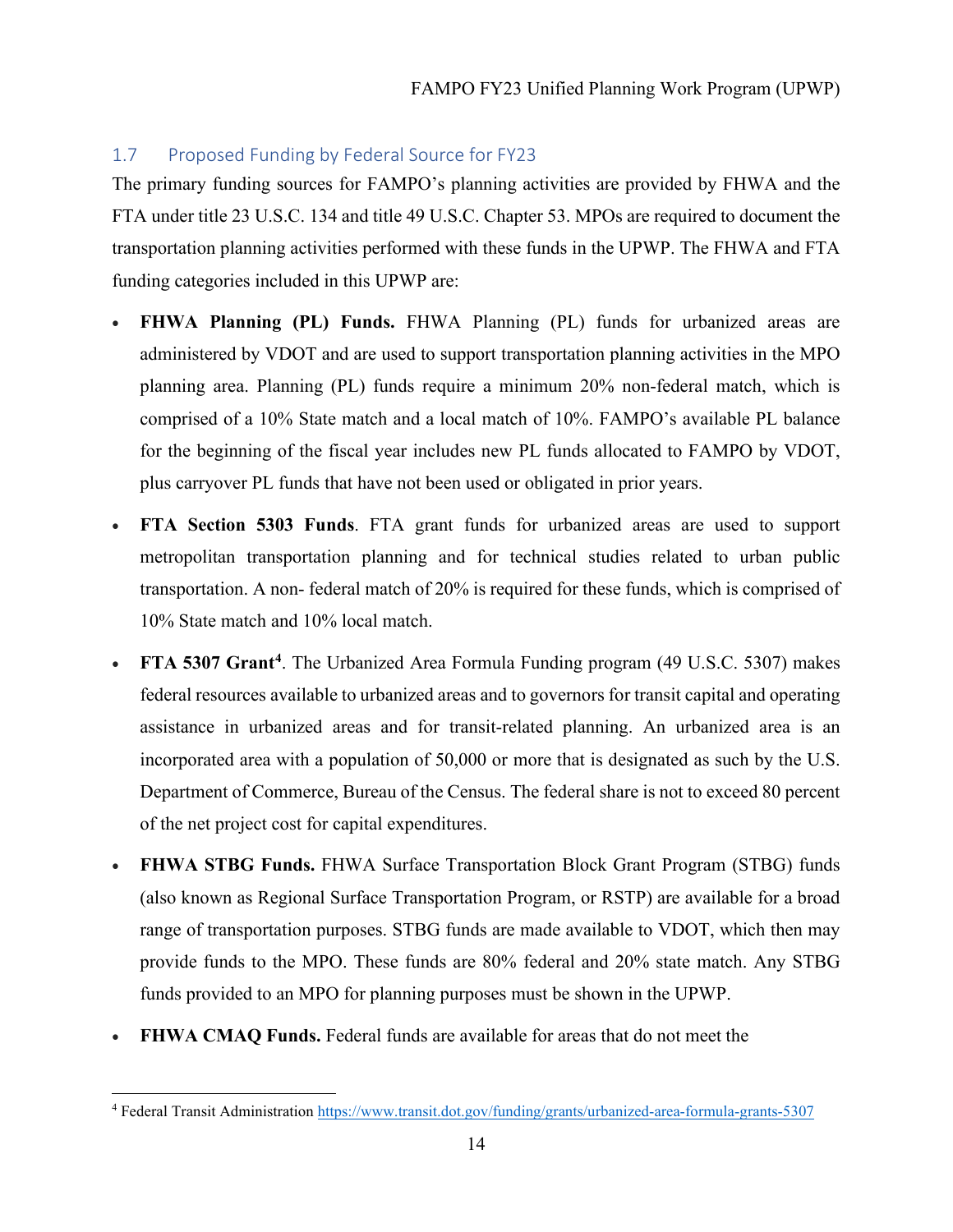## 1.7 Proposed Funding by Federal Source for FY23

The primary funding sources for FAMPO's planning activities are provided by FHWA and the FTA under title 23 U.S.C. 134 and title 49 U.S.C. Chapter 53. MPOs are required to document the transportation planning activities performed with these funds in the UPWP. The FHWA and FTA funding categories included in this UPWP are:

- **FHWA Planning (PL) Funds.** FHWA Planning (PL) funds for urbanized areas are administered by VDOT and are used to support transportation planning activities in the MPO planning area. Planning (PL) funds require a minimum 20% non-federal match, which is comprised of a 10% State match and a local match of 10%. FAMPO's available PL balance for the beginning of the fiscal year includes new PL funds allocated to FAMPO by VDOT, plus carryover PL funds that have not been used or obligated in prior years.
- **FTA Section 5303 Funds**. FTA grant funds for urbanized areas are used to support metropolitan transportation planning and for technical studies related to urban public transportation. A non- federal match of 20% is required for these funds, which is comprised of 10% State match and 10% local match.
- **FTA 5307 Grant**[4]. The Urbanized Area Formula Funding program (49 U.S.C. 5307) makes federal resources available to urbanized areas and to governors for transit capital and operating assistance in urbanized areas and for transit-related planning. An urbanized area is an incorporated area with a population of 50,000 or more that is designated as such by the U.S. Department of Commerce, Bureau of the Census. The federal share is not to exceed 80 percent of the net project cost for capital expenditures.
- **FHWA STBG Funds.** FHWA Surface Transportation Block Grant Program (STBG) funds (also known as Regional Surface Transportation Program, or RSTP) are available for a broad range of transportation purposes. STBG funds are made available to VDOT, which then may provide funds to the MPO. These funds are 80% federal and 20% state match. Any STBG funds provided to an MPO for planning purposes must be shown in the UPWP.
- **FHWA CMAQ Funds.** Federal funds are available for areas that do not meet the

[4] Federal Transit Administration https://www.transit.dot.gov/funding/grants/urbanized-area-formula-grants-5307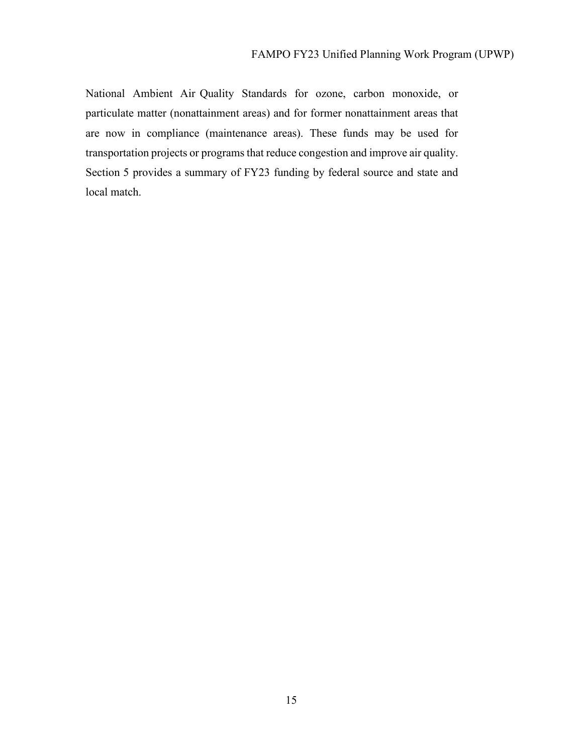National Ambient Air Quality Standards for ozone, carbon monoxide, or particulate matter (nonattainment areas) and for former nonattainment areas that are now in compliance (maintenance areas). These funds may be used for transportation projects or programs that reduce congestion and improve air quality. Section 5 provides a summary of FY23 funding by federal source and state and local match.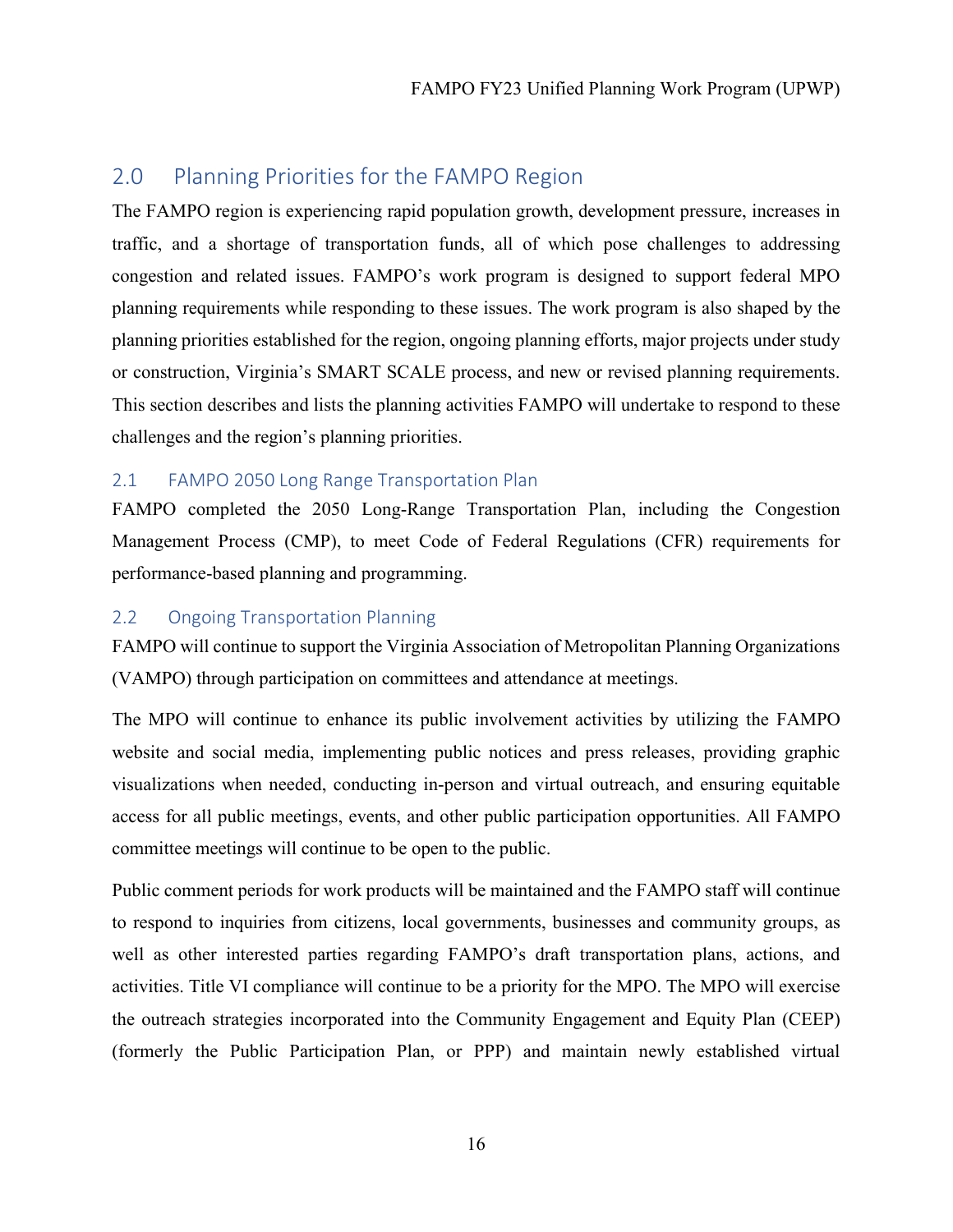## 2.0 Planning Priorities for the FAMPO Region

The FAMPO region is experiencing rapid population growth, development pressure, increases in traffic, and a shortage of transportation funds, all of which pose challenges to addressing congestion and related issues. FAMPO's work program is designed to support federal MPO planning requirements while responding to these issues. The work program is also shaped by the planning priorities established for the region, ongoing planning efforts, major projects under study or construction, Virginia's SMART SCALE process, and new or revised planning requirements. This section describes and lists the planning activities FAMPO will undertake to respond to these challenges and the region's planning priorities.

### 2.1 FAMPO 2050 Long Range Transportation Plan

FAMPO completed the 2050 Long-Range Transportation Plan, including the Congestion Management Process (CMP), to meet Code of Federal Regulations (CFR) requirements for performance-based planning and programming.

### 2.2 Ongoing Transportation Planning

FAMPO will continue to support the Virginia Association of Metropolitan Planning Organizations (VAMPO) through participation on committees and attendance at meetings.

The MPO will continue to enhance its public involvement activities by utilizing the FAMPO website and social media, implementing public notices and press releases, providing graphic visualizations when needed, conducting in-person and virtual outreach, and ensuring equitable access for all public meetings, events, and other public participation opportunities. All FAMPO committee meetings will continue to be open to the public.

Public comment periods for work products will be maintained and the FAMPO staff will continue to respond to inquiries from citizens, local governments, businesses and community groups, as well as other interested parties regarding FAMPO's draft transportation plans, actions, and activities. Title VI compliance will continue to be a priority for the MPO. The MPO will exercise the outreach strategies incorporated into the Community Engagement and Equity Plan (CEEP) (formerly the Public Participation Plan, or PPP) and maintain newly established virtual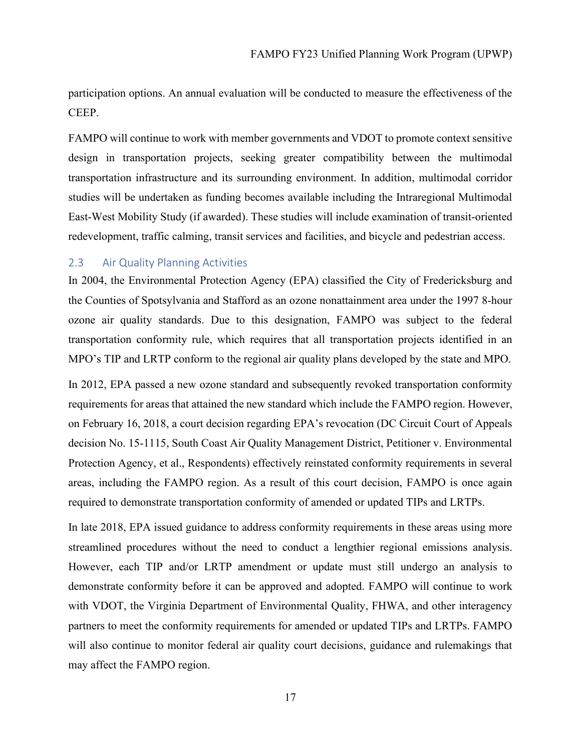participation options. An annual evaluation will be conducted to measure the effectiveness of the CEEP.

FAMPO will continue to work with member governments and VDOT to promote context sensitive design in transportation projects, seeking greater compatibility between the multimodal transportation infrastructure and its surrounding environment. In addition, multimodal corridor studies will be undertaken as funding becomes available including the Intraregional Multimodal East-West Mobility Study (if awarded). These studies will include examination of transit-oriented redevelopment, traffic calming, transit services and facilities, and bicycle and pedestrian access.

## 2.3 Air Quality Planning Activities

In 2004, the Environmental Protection Agency (EPA) classified the City of Fredericksburg and the Counties of Spotsylvania and Stafford as an ozone nonattainment area under the 1997 8-hour ozone air quality standards. Due to this designation, FAMPO was subject to the federal transportation conformity rule, which requires that all transportation projects identified in an MPO's TIP and LRTP conform to the regional air quality plans developed by the state and MPO.

In 2012, EPA passed a new ozone standard and subsequently revoked transportation conformity requirements for areas that attained the new standard which include the FAMPO region. However, on February 16, 2018, a court decision regarding EPA's revocation (DC Circuit Court of Appeals decision No. 15-1115, South Coast Air Quality Management District, Petitioner v. Environmental Protection Agency, et al., Respondents) effectively reinstated conformity requirements in several areas, including the FAMPO region. As a result of this court decision, FAMPO is once again required to demonstrate transportation conformity of amended or updated TIPs and LRTPs.

In late 2018, EPA issued guidance to address conformity requirements in these areas using more streamlined procedures without the need to conduct a lengthier regional emissions analysis. However, each TIP and/or LRTP amendment or update must still undergo an analysis to demonstrate conformity before it can be approved and adopted. FAMPO will continue to work with VDOT, the Virginia Department of Environmental Quality, FHWA, and other interagency partners to meet the conformity requirements for amended or updated TIPs and LRTPs. FAMPO will also continue to monitor federal air quality court decisions, guidance and rulemakings that may affect the FAMPO region.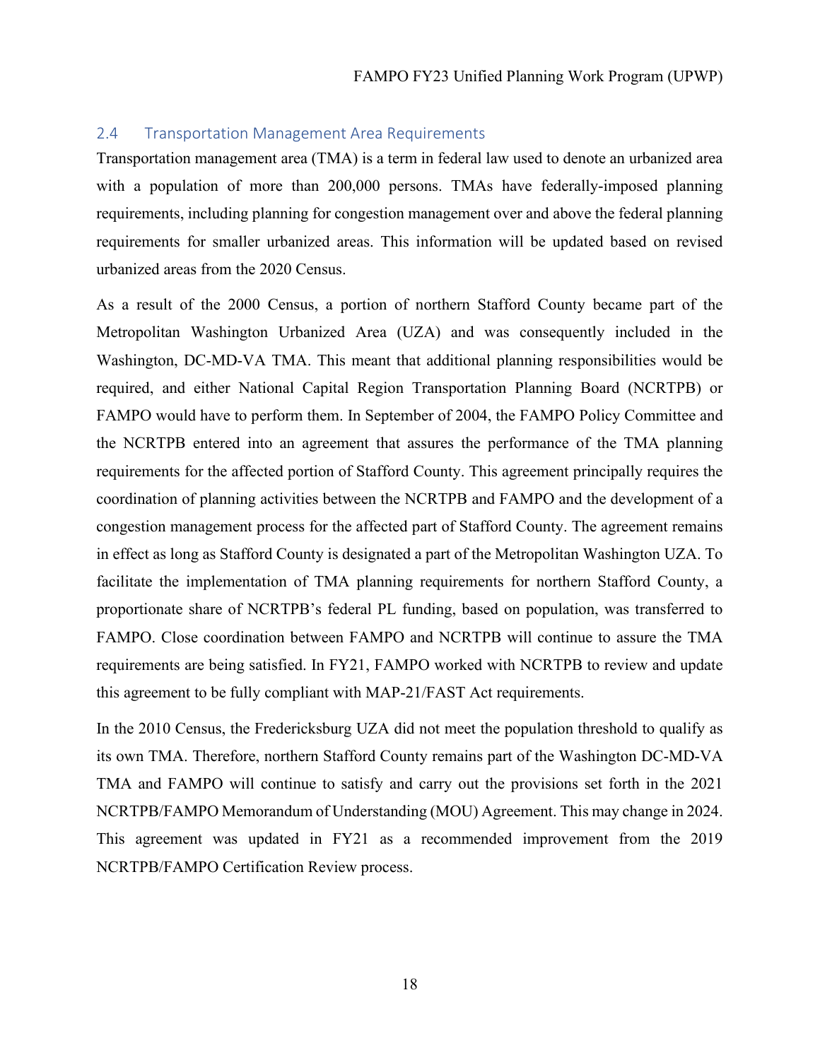## 2.4 Transportation Management Area Requirements

Transportation management area (TMA) is a term in federal law used to denote an urbanized area with a population of more than 200,000 persons. TMAs have federally-imposed planning requirements, including planning for congestion management over and above the federal planning requirements for smaller urbanized areas. This information will be updated based on revised urbanized areas from the 2020 Census.

As a result of the 2000 Census, a portion of northern Stafford County became part of the Metropolitan Washington Urbanized Area (UZA) and was consequently included in the Washington, DC-MD-VA TMA. This meant that additional planning responsibilities would be required, and either National Capital Region Transportation Planning Board (NCRTPB) or FAMPO would have to perform them. In September of 2004, the FAMPO Policy Committee and the NCRTPB entered into an agreement that assures the performance of the TMA planning requirements for the affected portion of Stafford County. This agreement principally requires the coordination of planning activities between the NCRTPB and FAMPO and the development of a congestion management process for the affected part of Stafford County. The agreement remains in effect as long as Stafford County is designated a part of the Metropolitan Washington UZA. To facilitate the implementation of TMA planning requirements for northern Stafford County, a proportionate share of NCRTPB's federal PL funding, based on population, was transferred to FAMPO. Close coordination between FAMPO and NCRTPB will continue to assure the TMA requirements are being satisfied. In FY21, FAMPO worked with NCRTPB to review and update this agreement to be fully compliant with MAP-21/FAST Act requirements.

In the 2010 Census, the Fredericksburg UZA did not meet the population threshold to qualify as its own TMA. Therefore, northern Stafford County remains part of the Washington DC-MD-VA TMA and FAMPO will continue to satisfy and carry out the provisions set forth in the 2021 NCRTPB/FAMPO Memorandum of Understanding (MOU) Agreement. This may change in 2024. This agreement was updated in FY21 as a recommended improvement from the 2019 NCRTPB/FAMPO Certification Review process.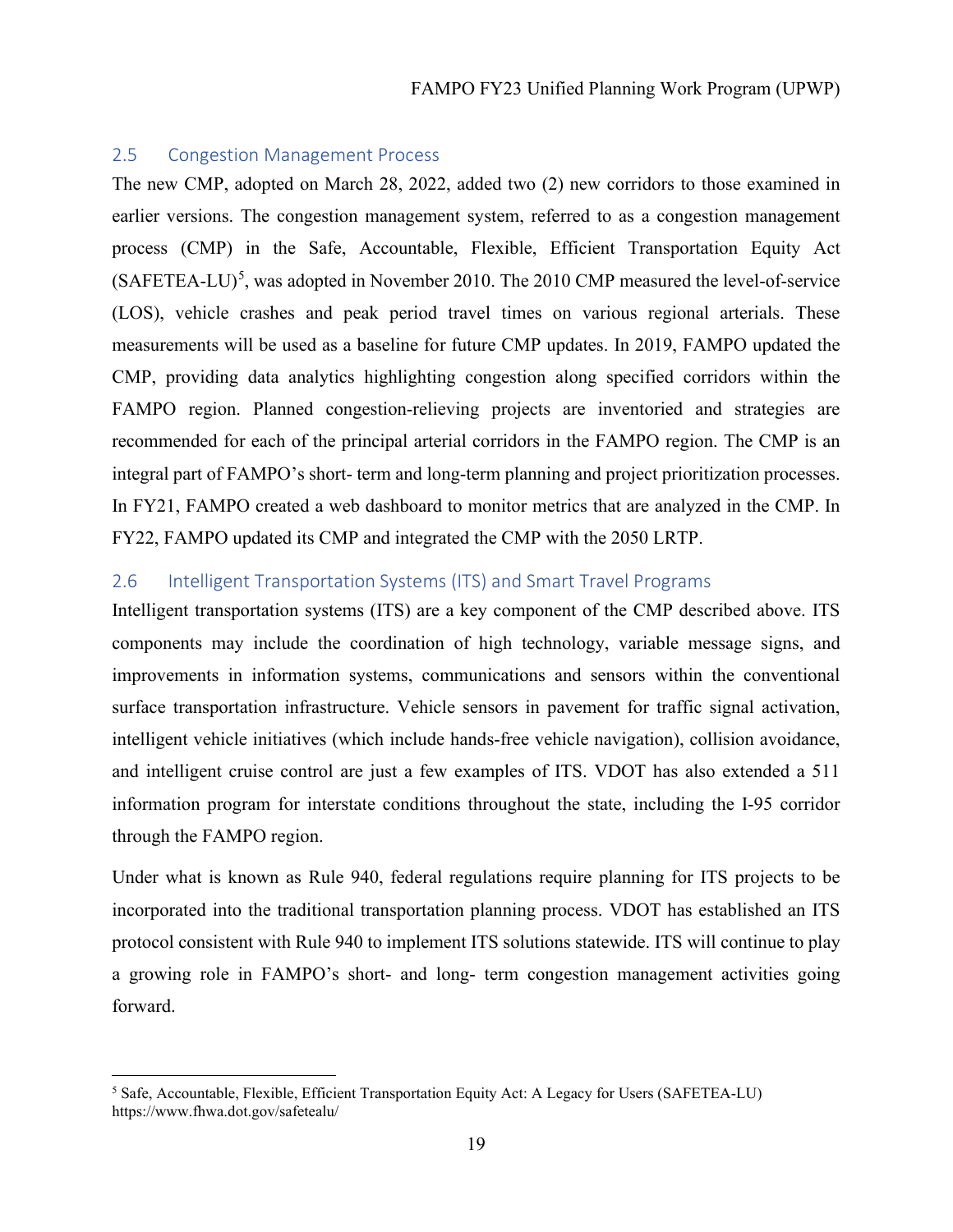## 2.5 Congestion Management Process

The new CMP, adopted on March 28, 2022, added two (2) new corridors to those examined in earlier versions. The congestion management system, referred to as a congestion management process (CMP) in the Safe, Accountable, Flexible, Efficient Transportation Equity Act (SAFETEA-LU)[5], was adopted in November 2010. The 2010 CMP measured the level-of-service (LOS), vehicle crashes and peak period travel times on various regional arterials. These measurements will be used as a baseline for future CMP updates. In 2019, FAMPO updated the CMP, providing data analytics highlighting congestion along specified corridors within the FAMPO region. Planned congestion-relieving projects are inventoried and strategies are recommended for each of the principal arterial corridors in the FAMPO region. The CMP is an integral part of FAMPO's short- term and long-term planning and project prioritization processes. In FY21, FAMPO created a web dashboard to monitor metrics that are analyzed in the CMP. In FY22, FAMPO updated its CMP and integrated the CMP with the 2050 LRTP.

## 2.6 Intelligent Transportation Systems (ITS) and Smart Travel Programs

Intelligent transportation systems (ITS) are a key component of the CMP described above. ITS components may include the coordination of high technology, variable message signs, and improvements in information systems, communications and sensors within the conventional surface transportation infrastructure. Vehicle sensors in pavement for traffic signal activation, intelligent vehicle initiatives (which include hands-free vehicle navigation), collision avoidance, and intelligent cruise control are just a few examples of ITS. VDOT has also extended a 511 information program for interstate conditions throughout the state, including the I-95 corridor through the FAMPO region.

Under what is known as Rule 940, federal regulations require planning for ITS projects to be incorporated into the traditional transportation planning process. VDOT has established an ITS protocol consistent with Rule 940 to implement ITS solutions statewide. ITS will continue to play a growing role in FAMPO's short- and long- term congestion management activities going forward.

---

[5] Safe, Accountable, Flexible, Efficient Transportation Equity Act: A Legacy for Users (SAFETEA-LU) https://www.fhwa.dot.gov/safetealu/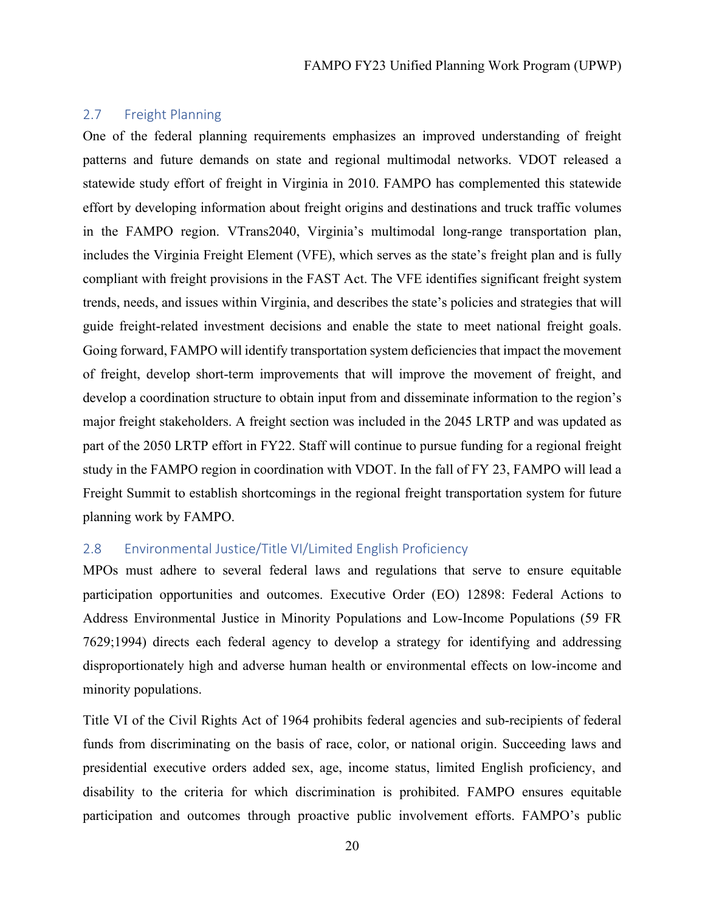## 2.7 Freight Planning

One of the federal planning requirements emphasizes an improved understanding of freight patterns and future demands on state and regional multimodal networks. VDOT released a statewide study effort of freight in Virginia in 2010. FAMPO has complemented this statewide effort by developing information about freight origins and destinations and truck traffic volumes in the FAMPO region. VTrans2040, Virginia's multimodal long-range transportation plan, includes the Virginia Freight Element (VFE), which serves as the state's freight plan and is fully compliant with freight provisions in the FAST Act. The VFE identifies significant freight system trends, needs, and issues within Virginia, and describes the state's policies and strategies that will guide freight-related investment decisions and enable the state to meet national freight goals. Going forward, FAMPO will identify transportation system deficiencies that impact the movement of freight, develop short-term improvements that will improve the movement of freight, and develop a coordination structure to obtain input from and disseminate information to the region's major freight stakeholders. A freight section was included in the 2045 LRTP and was updated as part of the 2050 LRTP effort in FY22. Staff will continue to pursue funding for a regional freight study in the FAMPO region in coordination with VDOT. In the fall of FY 23, FAMPO will lead a Freight Summit to establish shortcomings in the regional freight transportation system for future planning work by FAMPO.

## 2.8 Environmental Justice/Title VI/Limited English Proficiency

MPOs must adhere to several federal laws and regulations that serve to ensure equitable participation opportunities and outcomes. Executive Order (EO) 12898: Federal Actions to Address Environmental Justice in Minority Populations and Low-Income Populations (59 FR 7629;1994) directs each federal agency to develop a strategy for identifying and addressing disproportionately high and adverse human health or environmental effects on low-income and minority populations.

Title VI of the Civil Rights Act of 1964 prohibits federal agencies and sub-recipients of federal funds from discriminating on the basis of race, color, or national origin. Succeeding laws and presidential executive orders added sex, age, income status, limited English proficiency, and disability to the criteria for which discrimination is prohibited. FAMPO ensures equitable participation and outcomes through proactive public involvement efforts. FAMPO's public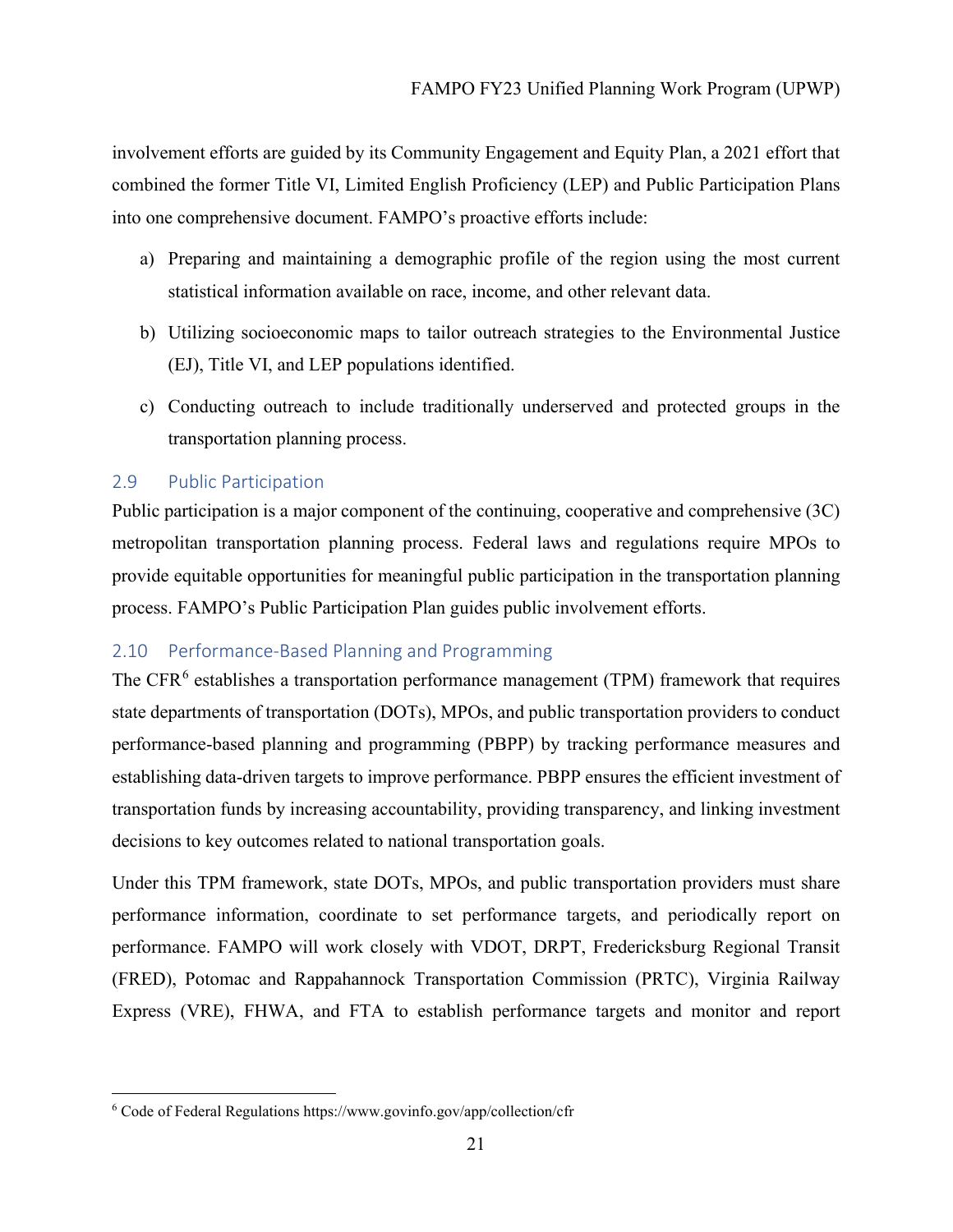involvement efforts are guided by its Community Engagement and Equity Plan, a 2021 effort that combined the former Title VI, Limited English Proficiency (LEP) and Public Participation Plans into one comprehensive document. FAMPO's proactive efforts include:

a) Preparing and maintaining a demographic profile of the region using the most current statistical information available on race, income, and other relevant data.

b) Utilizing socioeconomic maps to tailor outreach strategies to the Environmental Justice (EJ), Title VI, and LEP populations identified.

c) Conducting outreach to include traditionally underserved and protected groups in the transportation planning process.

## 2.9 Public Participation

Public participation is a major component of the continuing, cooperative and comprehensive (3C) metropolitan transportation planning process. Federal laws and regulations require MPOs to provide equitable opportunities for meaningful public participation in the transportation planning process. FAMPO's Public Participation Plan guides public involvement efforts.

## 2.10 Performance-Based Planning and Programming

The CFR[6] establishes a transportation performance management (TPM) framework that requires state departments of transportation (DOTs), MPOs, and public transportation providers to conduct performance-based planning and programming (PBPP) by tracking performance measures and establishing data-driven targets to improve performance. PBPP ensures the efficient investment of transportation funds by increasing accountability, providing transparency, and linking investment decisions to key outcomes related to national transportation goals.

Under this TPM framework, state DOTs, MPOs, and public transportation providers must share performance information, coordinate to set performance targets, and periodically report on performance. FAMPO will work closely with VDOT, DRPT, Fredericksburg Regional Transit (FRED), Potomac and Rappahannock Transportation Commission (PRTC), Virginia Railway Express (VRE), FHWA, and FTA to establish performance targets and monitor and report

[6] Code of Federal Regulations https://www.govinfo.gov/app/collection/cfr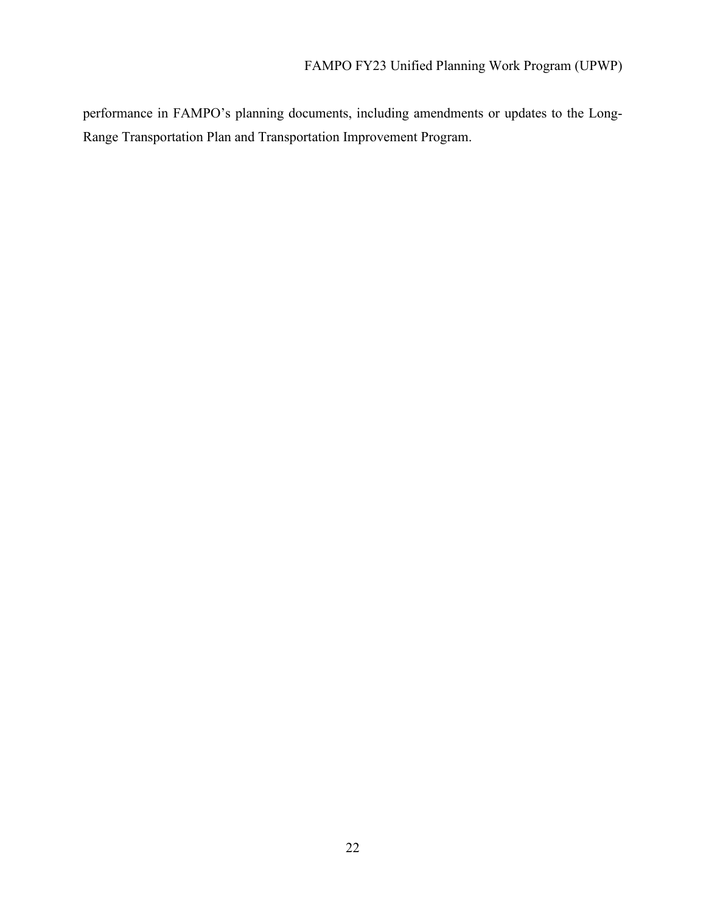performance in FAMPO's planning documents, including amendments or updates to the Long-Range Transportation Plan and Transportation Improvement Program.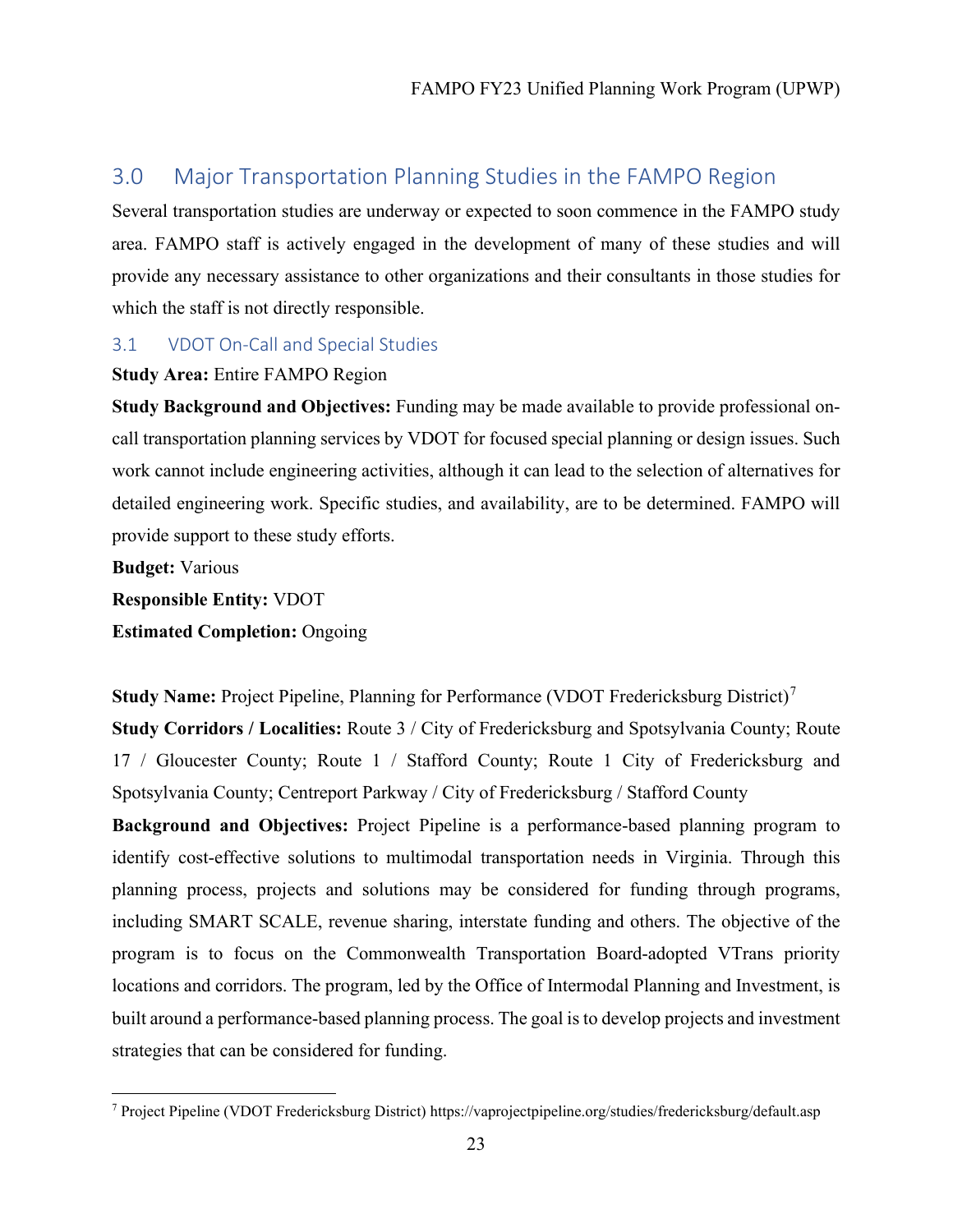## 3.0 Major Transportation Planning Studies in the FAMPO Region

Several transportation studies are underway or expected to soon commence in the FAMPO study area. FAMPO staff is actively engaged in the development of many of these studies and will provide any necessary assistance to other organizations and their consultants in those studies for which the staff is not directly responsible.

### 3.1 VDOT On-Call and Special Studies

**Study Area:** Entire FAMPO Region

**Study Background and Objectives:** Funding may be made available to provide professional on-call transportation planning services by VDOT for focused special planning or design issues. Such work cannot include engineering activities, although it can lead to the selection of alternatives for detailed engineering work. Specific studies, and availability, are to be determined. FAMPO will provide support to these study efforts.

**Budget:** Various

**Responsible Entity:** VDOT

**Estimated Completion:** Ongoing

**Study Name:** Project Pipeline, Planning for Performance (VDOT Fredericksburg District)[7]

**Study Corridors / Localities:** Route 3 / City of Fredericksburg and Spotsylvania County; Route 17 / Gloucester County; Route 1 / Stafford County; Route 1 City of Fredericksburg and Spotsylvania County; Centreport Parkway / City of Fredericksburg / Stafford County

**Background and Objectives:** Project Pipeline is a performance-based planning program to identify cost-effective solutions to multimodal transportation needs in Virginia. Through this planning process, projects and solutions may be considered for funding through programs, including SMART SCALE, revenue sharing, interstate funding and others. The objective of the program is to focus on the Commonwealth Transportation Board-adopted VTrans priority locations and corridors. The program, led by the Office of Intermodal Planning and Investment, is built around a performance-based planning process. The goal is to develop projects and investment strategies that can be considered for funding.

[7] Project Pipeline (VDOT Fredericksburg District) https://vaprojectpipeline.org/studies/fredericksburg/default.asp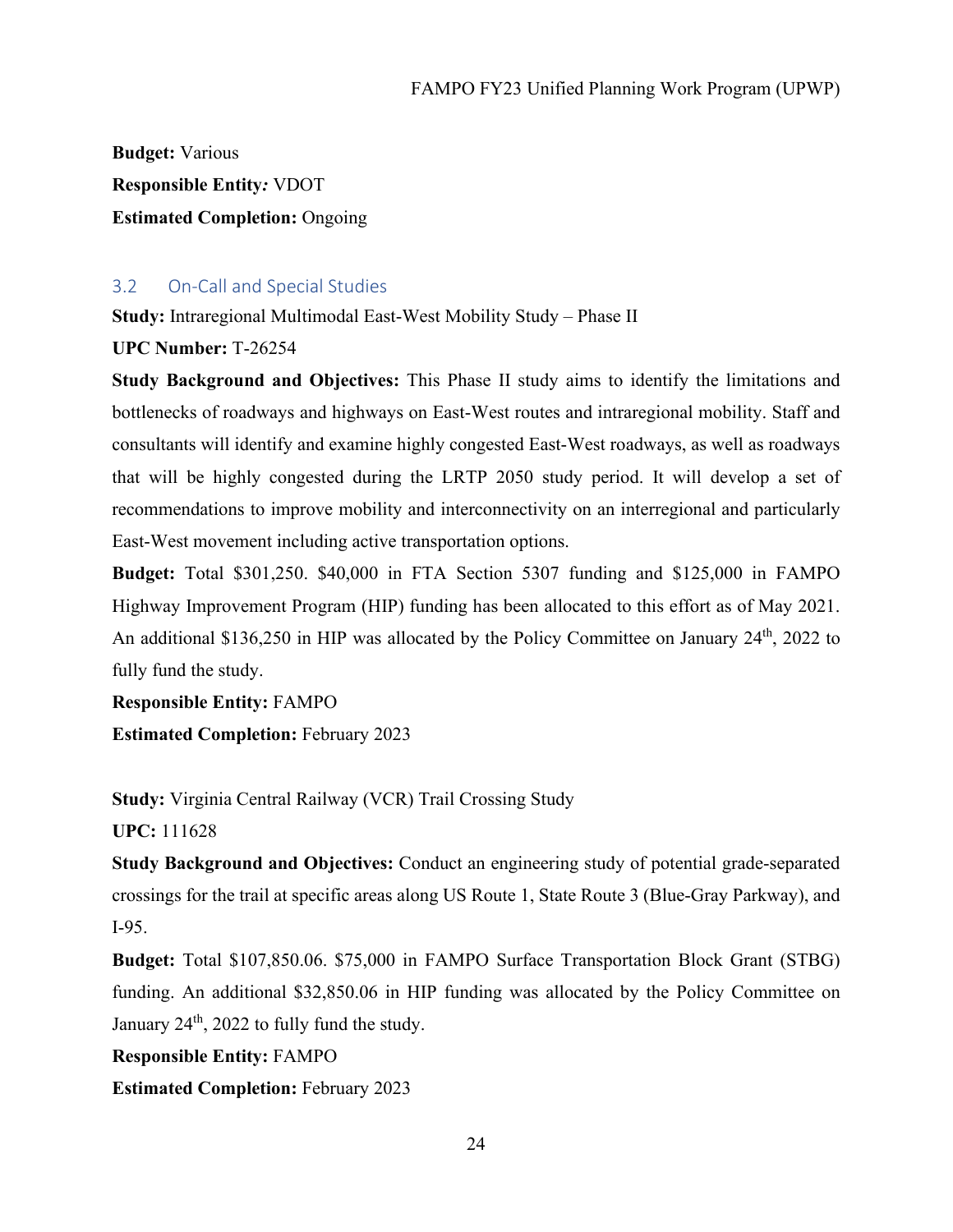**Budget:** Various

**Responsible Entity:** VDOT

**Estimated Completion:** Ongoing

## 3.2 On-Call and Special Studies

**Study:** Intraregional Multimodal East-West Mobility Study – Phase II

**UPC Number:** T-26254

**Study Background and Objectives:** This Phase II study aims to identify the limitations and bottlenecks of roadways and highways on East-West routes and intraregional mobility. Staff and consultants will identify and examine highly congested East-West roadways, as well as roadways that will be highly congested during the LRTP 2050 study period. It will develop a set of recommendations to improve mobility and interconnectivity on an interregional and particularly East-West movement including active transportation options.

**Budget:** Total $301,250. $40,000 in FTA Section 5307 funding and $125,000 in FAMPO Highway Improvement Program (HIP) funding has been allocated to this effort as of May 2021. An additional $136,250 in HIP was allocated by the Policy Committee on January 24th, 2022 to fully fund the study.

**Responsible Entity:** FAMPO

**Estimated Completion:** February 2023

**Study:** Virginia Central Railway (VCR) Trail Crossing Study

**UPC:** 111628

**Study Background and Objectives:** Conduct an engineering study of potential grade-separated crossings for the trail at specific areas along US Route 1, State Route 3 (Blue-Gray Parkway), and I-95.

**Budget:** Total $107,850.06. $75,000 in FAMPO Surface Transportation Block Grant (STBG) funding. An additional $32,850.06 in HIP funding was allocated by the Policy Committee on January 24th, 2022 to fully fund the study.

**Responsible Entity:** FAMPO

**Estimated Completion:** February 2023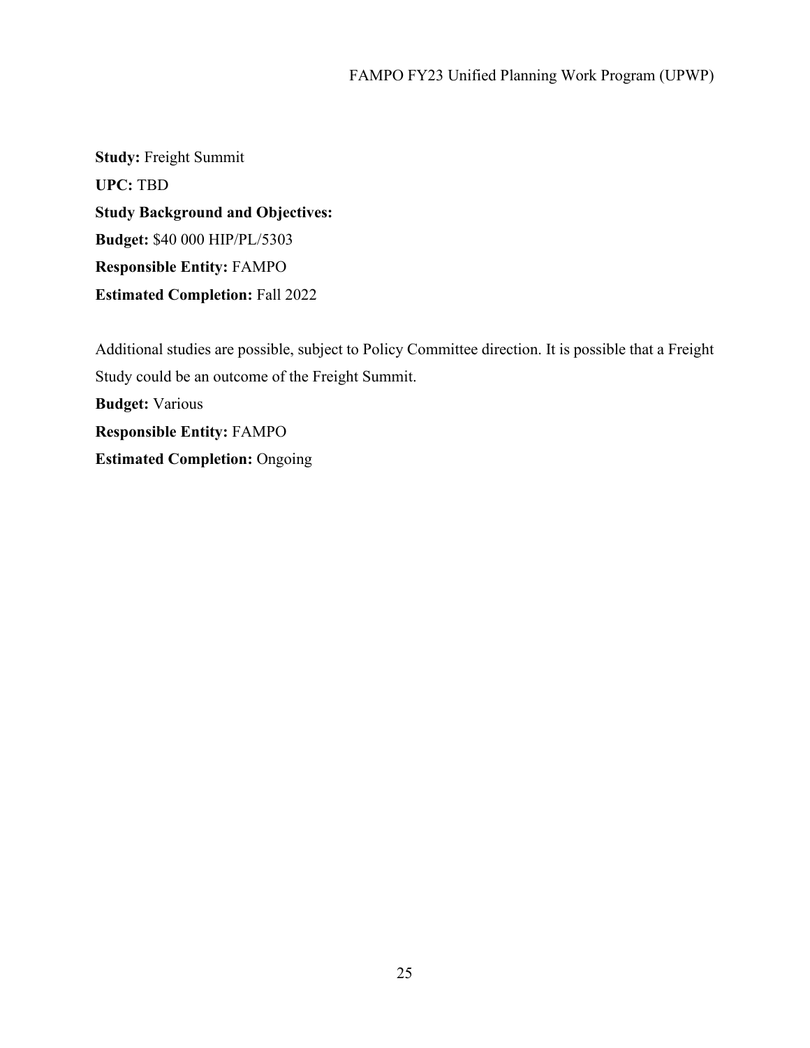**Study:** Freight Summit

**UPC:** TBD

**Study Background and Objectives:**

**Budget:** $40 000 HIP/PL/5303

**Responsible Entity:** FAMPO

**Estimated Completion:** Fall 2022

Additional studies are possible, subject to Policy Committee direction. It is possible that a Freight Study could be an outcome of the Freight Summit.

**Budget:** Various

**Responsible Entity:** FAMPO

**Estimated Completion:** Ongoing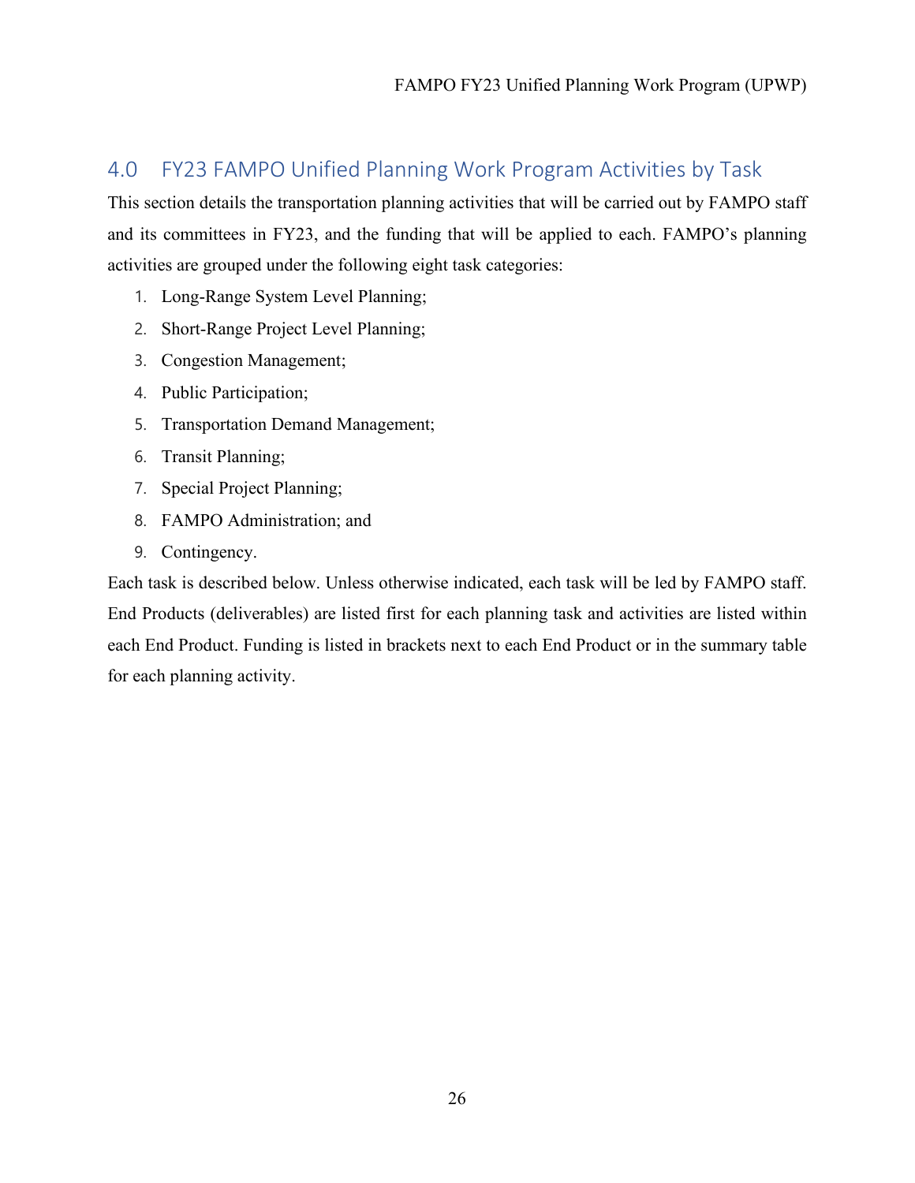## 4.0 FY23 FAMPO Unified Planning Work Program Activities by Task

This section details the transportation planning activities that will be carried out by FAMPO staff and its committees in FY23, and the funding that will be applied to each. FAMPO's planning activities are grouped under the following eight task categories:

1. Long-Range System Level Planning;
2. Short-Range Project Level Planning;
3. Congestion Management;
4. Public Participation;
5. Transportation Demand Management;
6. Transit Planning;
7. Special Project Planning;
8. FAMPO Administration; and
9. Contingency.

Each task is described below. Unless otherwise indicated, each task will be led by FAMPO staff. End Products (deliverables) are listed first for each planning task and activities are listed within each End Product. Funding is listed in brackets next to each End Product or in the summary table for each planning activity.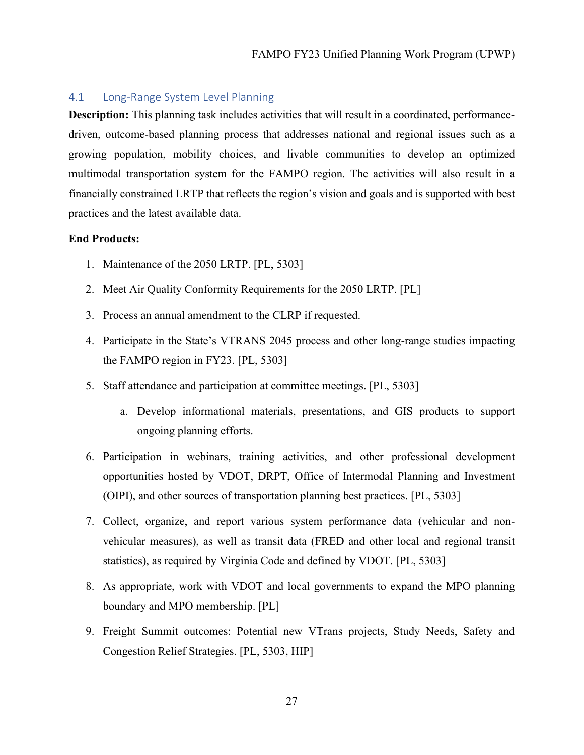## 4.1 Long-Range System Level Planning

**Description:** This planning task includes activities that will result in a coordinated, performance-driven, outcome-based planning process that addresses national and regional issues such as a growing population, mobility choices, and livable communities to develop an optimized multimodal transportation system for the FAMPO region. The activities will also result in a financially constrained LRTP that reflects the region's vision and goals and is supported with best practices and the latest available data.

**End Products:**

1. Maintenance of the 2050 LRTP. [PL, 5303]
2. Meet Air Quality Conformity Requirements for the 2050 LRTP. [PL]
3. Process an annual amendment to the CLRP if requested.
4. Participate in the State's VTRANS 2045 process and other long-range studies impacting the FAMPO region in FY23. [PL, 5303]
5. Staff attendance and participation at committee meetings. [PL, 5303]
    a. Develop informational materials, presentations, and GIS products to support ongoing planning efforts.
6. Participation in webinars, training activities, and other professional development opportunities hosted by VDOT, DRPT, Office of Intermodal Planning and Investment (OIPI), and other sources of transportation planning best practices. [PL, 5303]
7. Collect, organize, and report various system performance data (vehicular and non-vehicular measures), as well as transit data (FRED and other local and regional transit statistics), as required by Virginia Code and defined by VDOT. [PL, 5303]
8. As appropriate, work with VDOT and local governments to expand the MPO planning boundary and MPO membership. [PL]
9. Freight Summit outcomes: Potential new VTrans projects, Study Needs, Safety and Congestion Relief Strategies. [PL, 5303, HIP]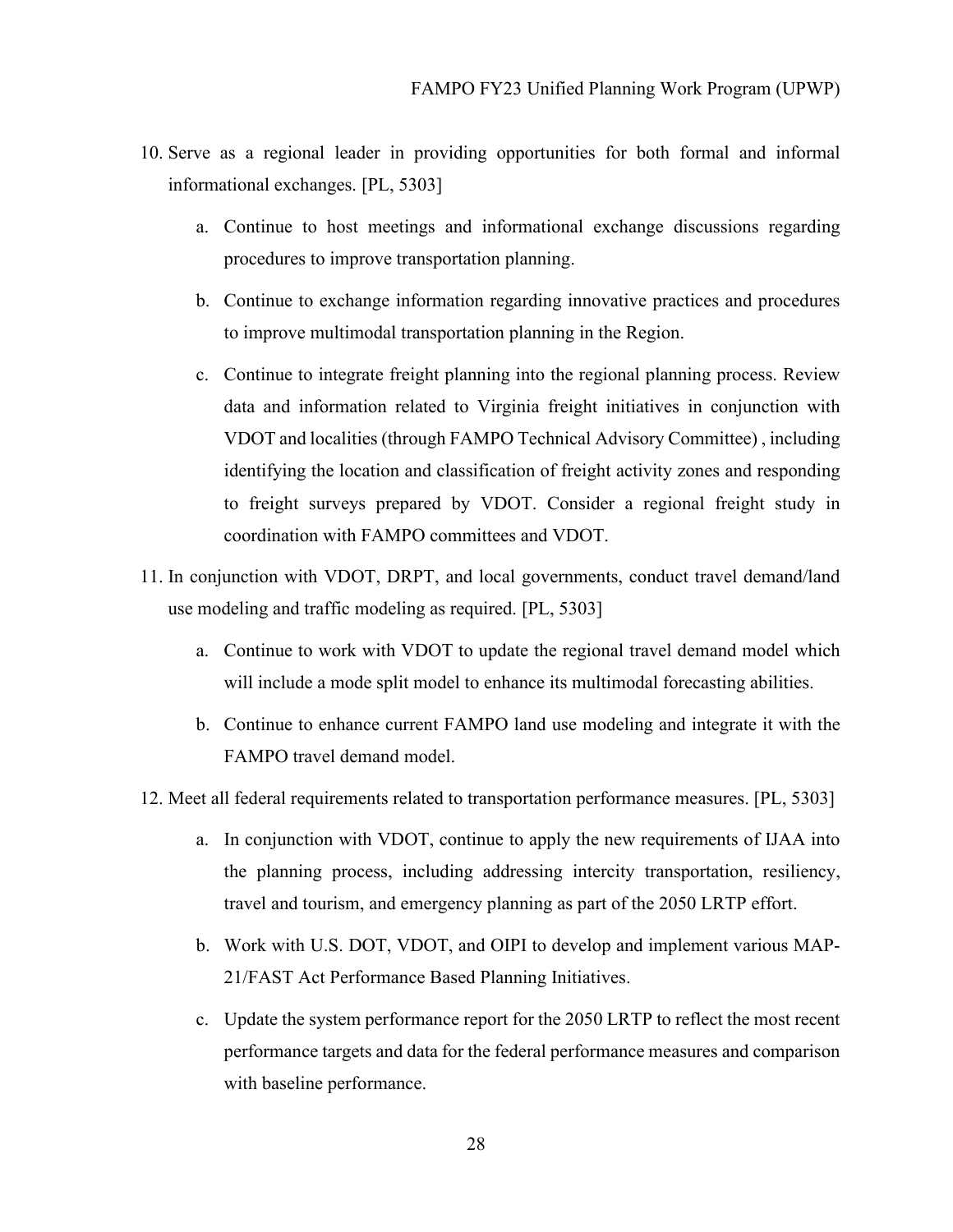10. Serve as a regional leader in providing opportunities for both formal and informal informational exchanges. [PL, 5303]

    a. Continue to host meetings and informational exchange discussions regarding procedures to improve transportation planning.

    b. Continue to exchange information regarding innovative practices and procedures to improve multimodal transportation planning in the Region.

    c. Continue to integrate freight planning into the regional planning process. Review data and information related to Virginia freight initiatives in conjunction with VDOT and localities (through FAMPO Technical Advisory Committee) , including identifying the location and classification of freight activity zones and responding to freight surveys prepared by VDOT. Consider a regional freight study in coordination with FAMPO committees and VDOT.

11. In conjunction with VDOT, DRPT, and local governments, conduct travel demand/land use modeling and traffic modeling as required. [PL, 5303]

    a. Continue to work with VDOT to update the regional travel demand model which will include a mode split model to enhance its multimodal forecasting abilities.

    b. Continue to enhance current FAMPO land use modeling and integrate it with the FAMPO travel demand model.

12. Meet all federal requirements related to transportation performance measures. [PL, 5303]

    a. In conjunction with VDOT, continue to apply the new requirements of IJAA into the planning process, including addressing intercity transportation, resiliency, travel and tourism, and emergency planning as part of the 2050 LRTP effort.

    b. Work with U.S. DOT, VDOT, and OIPI to develop and implement various MAP-21/FAST Act Performance Based Planning Initiatives.

    c. Update the system performance report for the 2050 LRTP to reflect the most recent performance targets and data for the federal performance measures and comparison with baseline performance.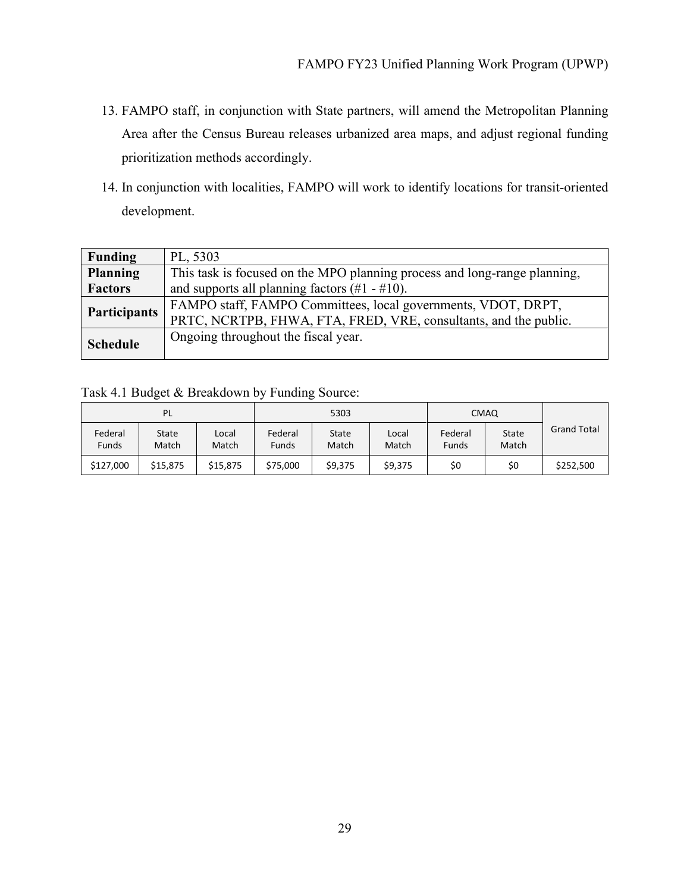13. FAMPO staff, in conjunction with State partners, will amend the Metropolitan Planning Area after the Census Bureau releases urbanized area maps, and adjust regional funding prioritization methods accordingly.

14. In conjunction with localities, FAMPO will work to identify locations for transit-oriented development.

| **Funding** | PL, 5303 |
|---|---|
| **Planning Factors** | This task is focused on the MPO planning process and long-range planning, and supports all planning factors (#1 - #10). |
| **Participants** | FAMPO staff, FAMPO Committees, local governments, VDOT, DRPT, PRTC, NCRTPB, FHWA, FTA, FRED, VRE, consultants, and the public. |
| **Schedule** | Ongoing throughout the fiscal year. |

Task 4.1 Budget & Breakdown by Funding Source:

| PL | | | 5303 | | | CMAQ | | Grand Total |
|---|---|---|---|---|---|---|---|---|
| Federal Funds | State Match | Local Match | Federal Funds | State Match | Local Match | Federal Funds | State Match | |
| $127,000 | $15,875 | $15,875 | $75,000 | $9,375 | $9,375 | $0 | $0 | $252,500 |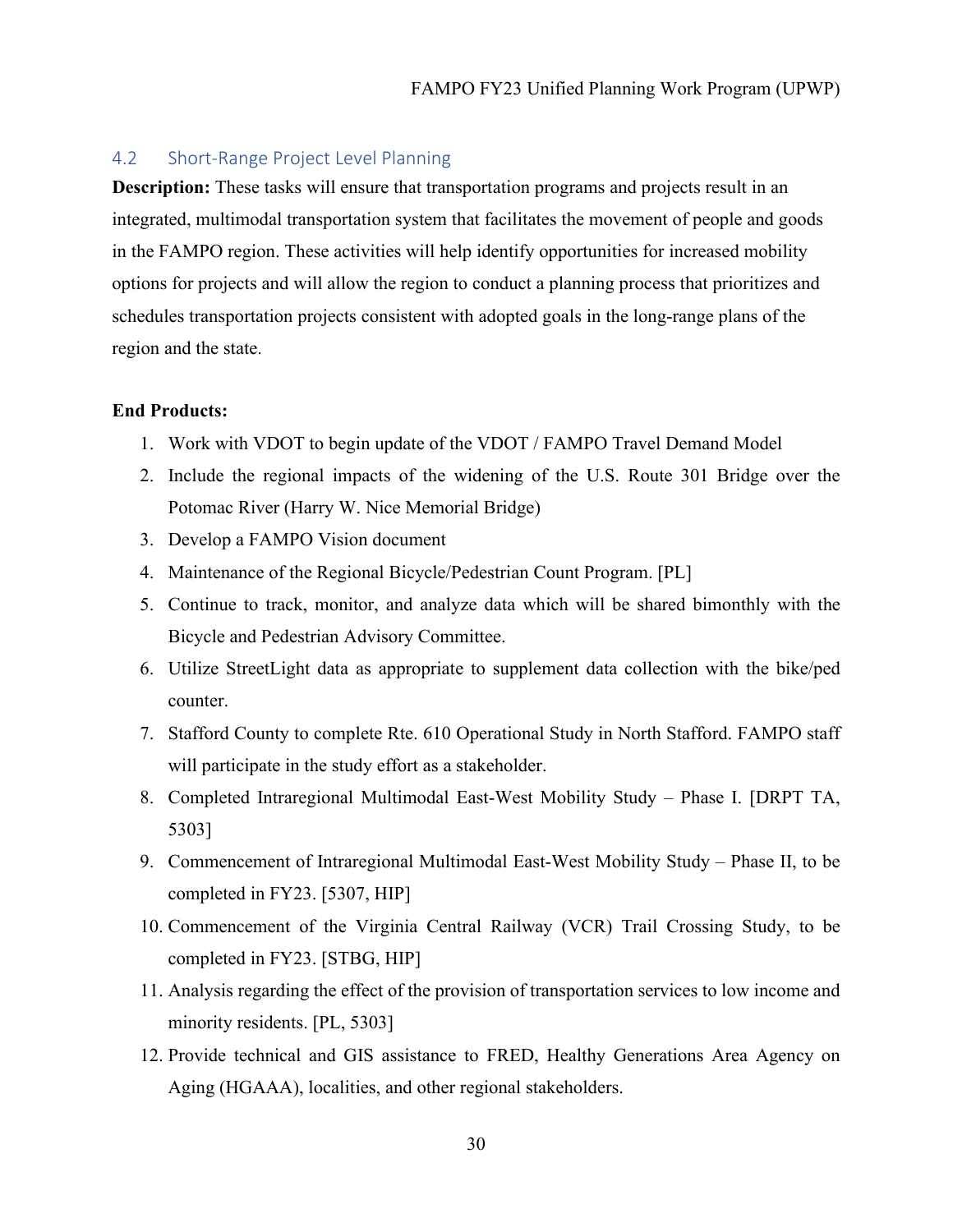## 4.2 Short-Range Project Level Planning

**Description:** These tasks will ensure that transportation programs and projects result in an integrated, multimodal transportation system that facilitates the movement of people and goods in the FAMPO region. These activities will help identify opportunities for increased mobility options for projects and will allow the region to conduct a planning process that prioritizes and schedules transportation projects consistent with adopted goals in the long-range plans of the region and the state.

**End Products:**

1. Work with VDOT to begin update of the VDOT / FAMPO Travel Demand Model
2. Include the regional impacts of the widening of the U.S. Route 301 Bridge over the Potomac River (Harry W. Nice Memorial Bridge)
3. Develop a FAMPO Vision document
4. Maintenance of the Regional Bicycle/Pedestrian Count Program. [PL]
5. Continue to track, monitor, and analyze data which will be shared bimonthly with the Bicycle and Pedestrian Advisory Committee.
6. Utilize StreetLight data as appropriate to supplement data collection with the bike/ped counter.
7. Stafford County to complete Rte. 610 Operational Study in North Stafford. FAMPO staff will participate in the study effort as a stakeholder.
8. Completed Intraregional Multimodal East-West Mobility Study – Phase I. [DRPT TA, 5303]
9. Commencement of Intraregional Multimodal East-West Mobility Study – Phase II, to be completed in FY23. [5307, HIP]
10. Commencement of the Virginia Central Railway (VCR) Trail Crossing Study, to be completed in FY23. [STBG, HIP]
11. Analysis regarding the effect of the provision of transportation services to low income and minority residents. [PL, 5303]
12. Provide technical and GIS assistance to FRED, Healthy Generations Area Agency on Aging (HGAAA), localities, and other regional stakeholders.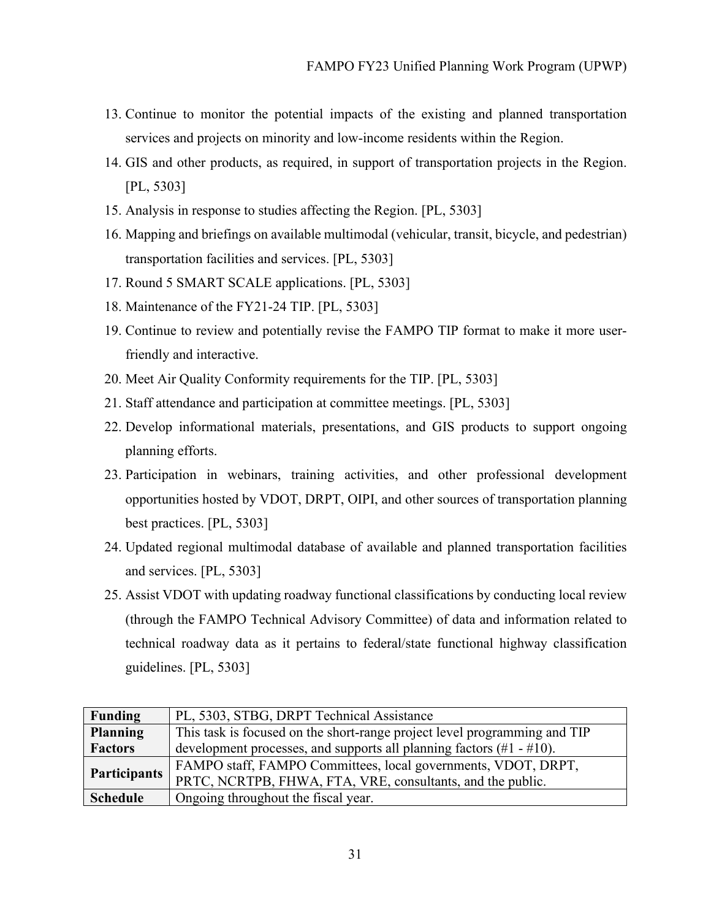13. Continue to monitor the potential impacts of the existing and planned transportation services and projects on minority and low-income residents within the Region.
14. GIS and other products, as required, in support of transportation projects in the Region. [PL, 5303]
15. Analysis in response to studies affecting the Region. [PL, 5303]
16. Mapping and briefings on available multimodal (vehicular, transit, bicycle, and pedestrian) transportation facilities and services. [PL, 5303]
17. Round 5 SMART SCALE applications. [PL, 5303]
18. Maintenance of the FY21-24 TIP. [PL, 5303]
19. Continue to review and potentially revise the FAMPO TIP format to make it more user-friendly and interactive.
20. Meet Air Quality Conformity requirements for the TIP. [PL, 5303]
21. Staff attendance and participation at committee meetings. [PL, 5303]
22. Develop informational materials, presentations, and GIS products to support ongoing planning efforts.
23. Participation in webinars, training activities, and other professional development opportunities hosted by VDOT, DRPT, OIPI, and other sources of transportation planning best practices. [PL, 5303]
24. Updated regional multimodal database of available and planned transportation facilities and services. [PL, 5303]
25. Assist VDOT with updating roadway functional classifications by conducting local review (through the FAMPO Technical Advisory Committee) of data and information related to technical roadway data as it pertains to federal/state functional highway classification guidelines. [PL, 5303]

| **Funding** | PL, 5303, STBG, DRPT Technical Assistance |
|---|---|
| **Planning Factors** | This task is focused on the short-range project level programming and TIP development processes, and supports all planning factors (#1 - #10). |
| **Participants** | FAMPO staff, FAMPO Committees, local governments, VDOT, DRPT, PRTC, NCRTPB, FHWA, FTA, VRE, consultants, and the public. |
| **Schedule** | Ongoing throughout the fiscal year. |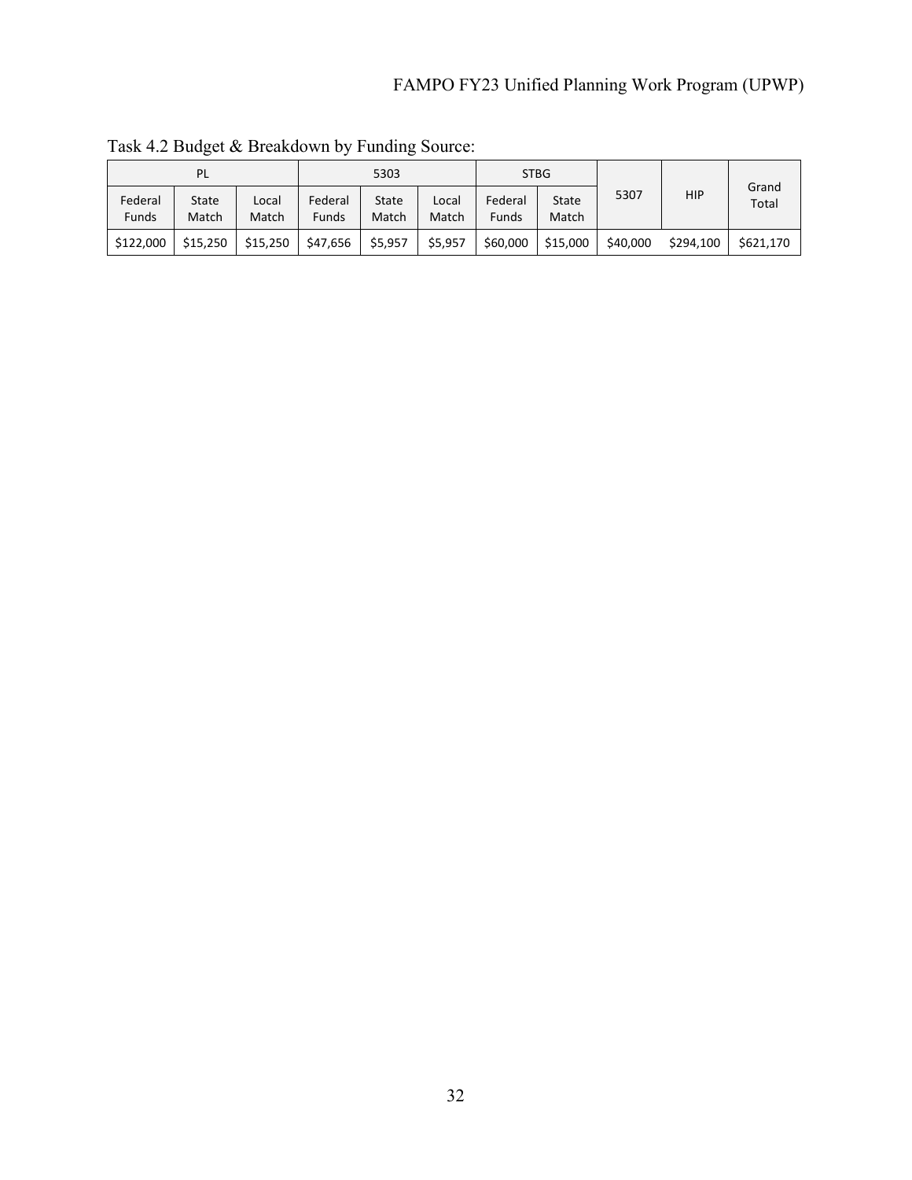Task 4.2 Budget & Breakdown by Funding Source:

| PL | | | 5303 | | | STBG | | 5307 | HIP | Grand Total |
|---|---|---|---|---|---|---|---|---|---|---|
| Federal Funds | State Match | Local Match | Federal Funds | State Match | Local Match | Federal Funds | State Match | | | |
| $122,000 | $15,250 | $15,250 | $47,656 | $5,957 | $5,957 | $60,000 | $15,000 | $40,000 | $294,100 | $621,170 |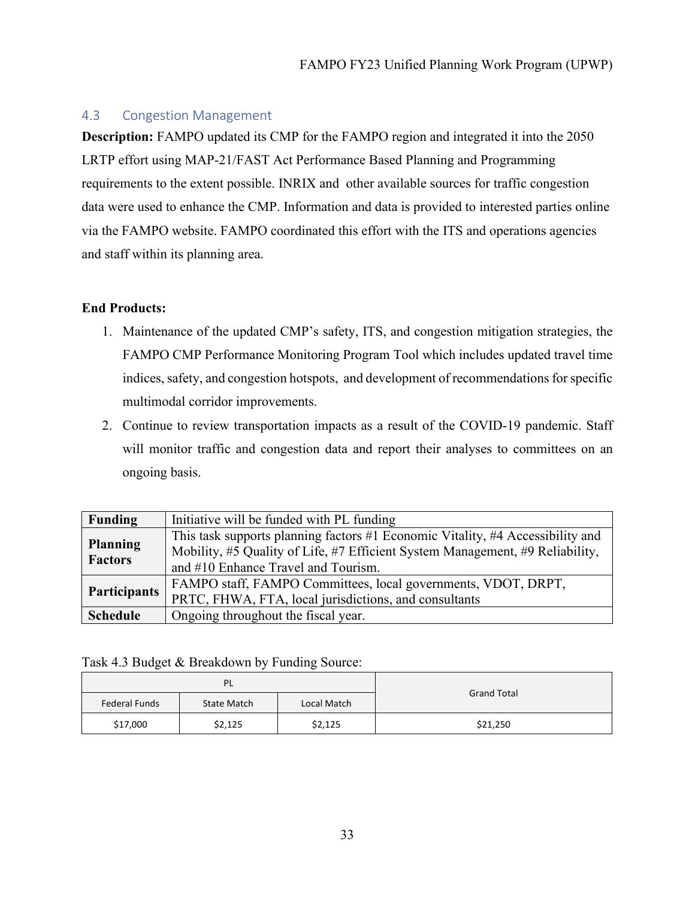## 4.3 Congestion Management

**Description:** FAMPO updated its CMP for the FAMPO region and integrated it into the 2050 LRTP effort using MAP-21/FAST Act Performance Based Planning and Programming requirements to the extent possible. INRIX and other available sources for traffic congestion data were used to enhance the CMP. Information and data is provided to interested parties online via the FAMPO website. FAMPO coordinated this effort with the ITS and operations agencies and staff within its planning area.

**End Products:**

1. Maintenance of the updated CMP's safety, ITS, and congestion mitigation strategies, the FAMPO CMP Performance Monitoring Program Tool which includes updated travel time indices, safety, and congestion hotspots, and development of recommendations for specific multimodal corridor improvements.
2. Continue to review transportation impacts as a result of the COVID-19 pandemic. Staff will monitor traffic and congestion data and report their analyses to committees on an ongoing basis.

| | |
|---|---|
| **Funding** | Initiative will be funded with PL funding |
| **Planning Factors** | This task supports planning factors #1 Economic Vitality, #4 Accessibility and Mobility, #5 Quality of Life, #7 Efficient System Management, #9 Reliability, and #10 Enhance Travel and Tourism. |
| **Participants** | FAMPO staff, FAMPO Committees, local governments, VDOT, DRPT, PRTC, FHWA, FTA, local jurisdictions, and consultants |
| **Schedule** | Ongoing throughout the fiscal year. |

Task 4.3 Budget & Breakdown by Funding Source:

| PL | | | Grand Total |
|---|---|---|---|
| Federal Funds | State Match | Local Match | |
| $17,000 | $2,125 | $2,125 | $21,250 |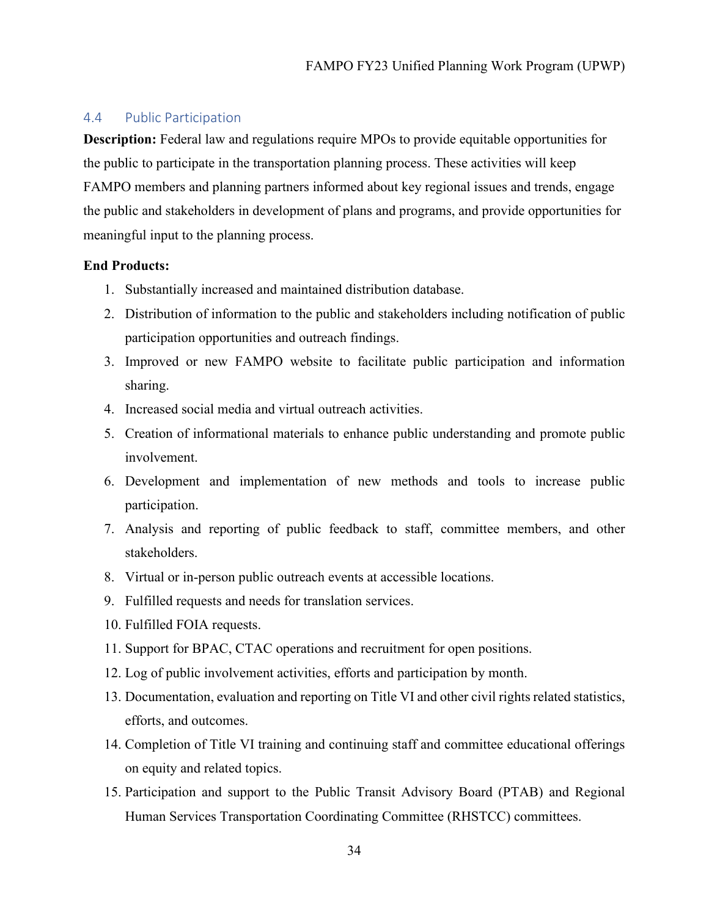## 4.4 Public Participation

**Description:** Federal law and regulations require MPOs to provide equitable opportunities for the public to participate in the transportation planning process. These activities will keep FAMPO members and planning partners informed about key regional issues and trends, engage the public and stakeholders in development of plans and programs, and provide opportunities for meaningful input to the planning process.

**End Products:**

1. Substantially increased and maintained distribution database.
2. Distribution of information to the public and stakeholders including notification of public participation opportunities and outreach findings.
3. Improved or new FAMPO website to facilitate public participation and information sharing.
4. Increased social media and virtual outreach activities.
5. Creation of informational materials to enhance public understanding and promote public involvement.
6. Development and implementation of new methods and tools to increase public participation.
7. Analysis and reporting of public feedback to staff, committee members, and other stakeholders.
8. Virtual or in-person public outreach events at accessible locations.
9. Fulfilled requests and needs for translation services.
10. Fulfilled FOIA requests.
11. Support for BPAC, CTAC operations and recruitment for open positions.
12. Log of public involvement activities, efforts and participation by month.
13. Documentation, evaluation and reporting on Title VI and other civil rights related statistics, efforts, and outcomes.
14. Completion of Title VI training and continuing staff and committee educational offerings on equity and related topics.
15. Participation and support to the Public Transit Advisory Board (PTAB) and Regional Human Services Transportation Coordinating Committee (RHSTCC) committees.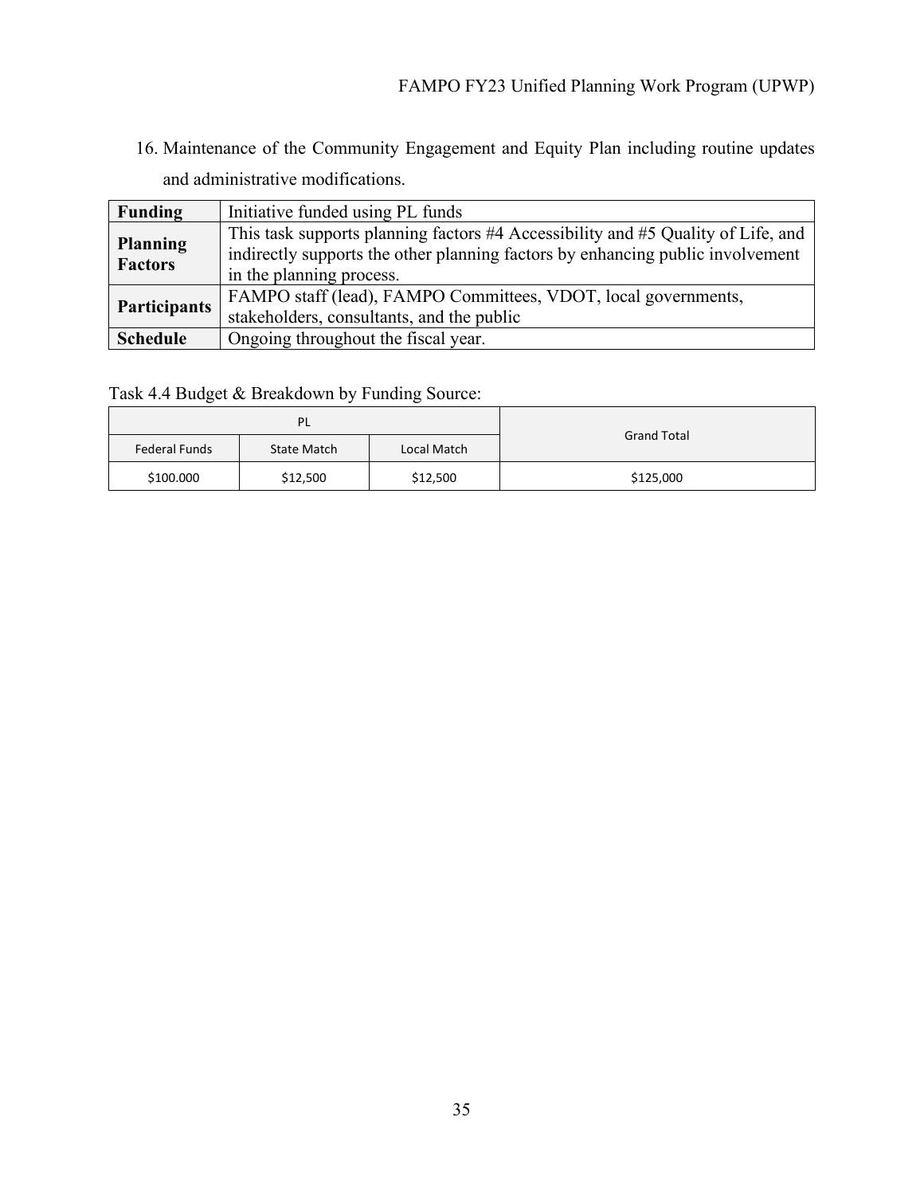16. Maintenance of the Community Engagement and Equity Plan including routine updates and administrative modifications.

| **Funding** | Initiative funded using PL funds |
|---|---|
| **Planning Factors** | This task supports planning factors #4 Accessibility and #5 Quality of Life, and indirectly supports the other planning factors by enhancing public involvement in the planning process. |
| **Participants** | FAMPO staff (lead), FAMPO Committees, VDOT, local governments, stakeholders, consultants, and the public |
| **Schedule** | Ongoing throughout the fiscal year. |

Task 4.4 Budget & Breakdown by Funding Source:

| PL | | | Grand Total |
|---|---|---|---|
| Federal Funds | State Match | Local Match | |
| $100.000 | $12,500 | $12,500 | $125,000 |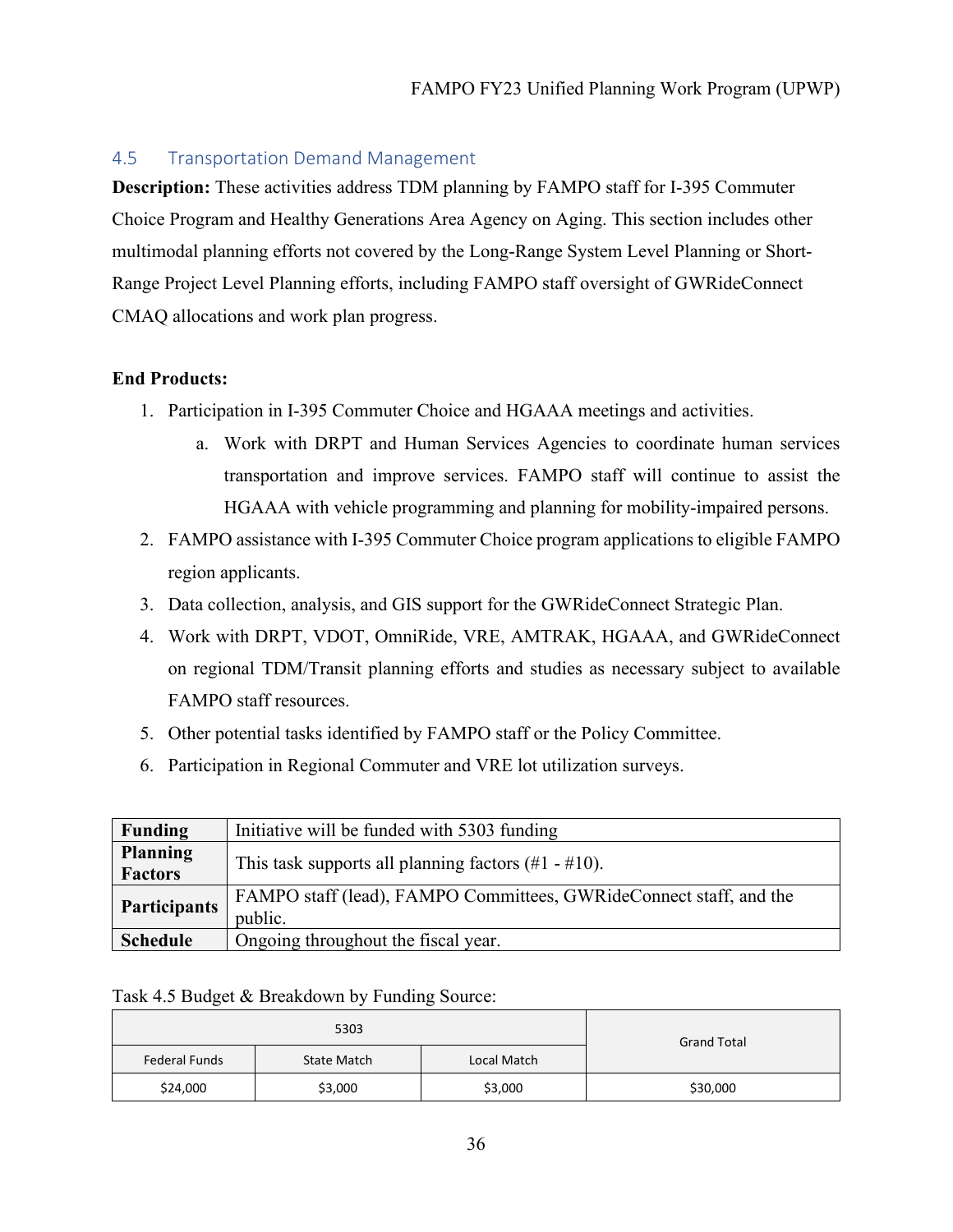## 4.5 Transportation Demand Management

**Description:** These activities address TDM planning by FAMPO staff for I-395 Commuter Choice Program and Healthy Generations Area Agency on Aging. This section includes other multimodal planning efforts not covered by the Long-Range System Level Planning or Short-Range Project Level Planning efforts, including FAMPO staff oversight of GWRideConnect CMAQ allocations and work plan progress.

**End Products:**

1. Participation in I-395 Commuter Choice and HGAAA meetings and activities.
   a. Work with DRPT and Human Services Agencies to coordinate human services transportation and improve services. FAMPO staff will continue to assist the HGAAA with vehicle programming and planning for mobility-impaired persons.
2. FAMPO assistance with I-395 Commuter Choice program applications to eligible FAMPO region applicants.
3. Data collection, analysis, and GIS support for the GWRideConnect Strategic Plan.
4. Work with DRPT, VDOT, OmniRide, VRE, AMTRAK, HGAAA, and GWRideConnect on regional TDM/Transit planning efforts and studies as necessary subject to available FAMPO staff resources.
5. Other potential tasks identified by FAMPO staff or the Policy Committee.
6. Participation in Regional Commuter and VRE lot utilization surveys.

| | |
|---|---|
| **Funding** | Initiative will be funded with 5303 funding |
| **Planning Factors** | This task supports all planning factors (#1 - #10). |
| **Participants** | FAMPO staff (lead), FAMPO Committees, GWRideConnect staff, and the public. |
| **Schedule** | Ongoing throughout the fiscal year. |

Task 4.5 Budget & Breakdown by Funding Source:

| 5303 | | | Grand Total |
|---|---|---|---|
| Federal Funds | State Match | Local Match | |
| $24,000 | $3,000 | $3,000 | $30,000 |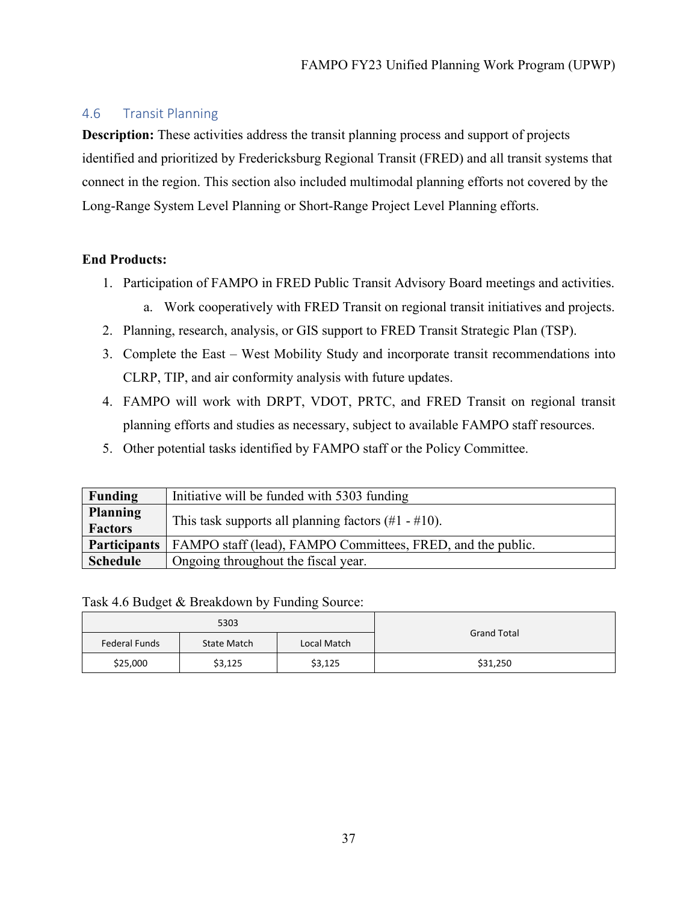## 4.6 Transit Planning

**Description:** These activities address the transit planning process and support of projects identified and prioritized by Fredericksburg Regional Transit (FRED) and all transit systems that connect in the region. This section also included multimodal planning efforts not covered by the Long-Range System Level Planning or Short-Range Project Level Planning efforts.

**End Products:**

1. Participation of FAMPO in FRED Public Transit Advisory Board meetings and activities.
    a. Work cooperatively with FRED Transit on regional transit initiatives and projects.
2. Planning, research, analysis, or GIS support to FRED Transit Strategic Plan (TSP).
3. Complete the East – West Mobility Study and incorporate transit recommendations into CLRP, TIP, and air conformity analysis with future updates.
4. FAMPO will work with DRPT, VDOT, PRTC, and FRED Transit on regional transit planning efforts and studies as necessary, subject to available FAMPO staff resources.
5. Other potential tasks identified by FAMPO staff or the Policy Committee.

| | |
|---|---|
| **Funding** | Initiative will be funded with 5303 funding |
| **Planning Factors** | This task supports all planning factors (#1 - #10). |
| **Participants** | FAMPO staff (lead), FAMPO Committees, FRED, and the public. |
| **Schedule** | Ongoing throughout the fiscal year. |

Task 4.6 Budget & Breakdown by Funding Source:

| 5303 | | | Grand Total |
|---|---|---|---|
| Federal Funds | State Match | Local Match | |
| $25,000 | $3,125 | $3,125 | $31,250 |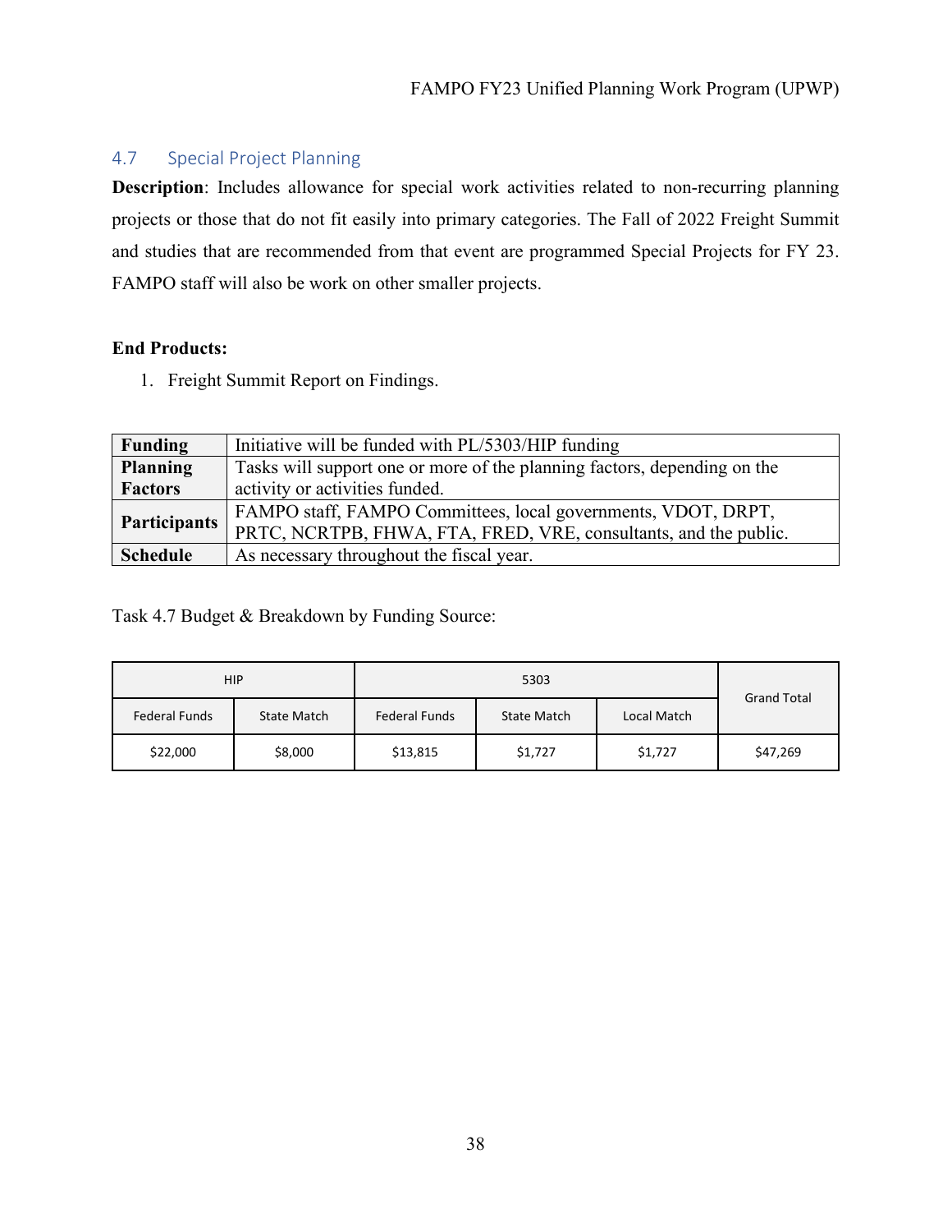## 4.7 Special Project Planning

**Description**: Includes allowance for special work activities related to non-recurring planning projects or those that do not fit easily into primary categories. The Fall of 2022 Freight Summit and studies that are recommended from that event are programmed Special Projects for FY 23. FAMPO staff will also be work on other smaller projects.

**End Products:**

1. Freight Summit Report on Findings.

| | |
|---|---|
| **Funding** | Initiative will be funded with PL/5303/HIP funding |
| **Planning Factors** | Tasks will support one or more of the planning factors, depending on the activity or activities funded. |
| **Participants** | FAMPO staff, FAMPO Committees, local governments, VDOT, DRPT, PRTC, NCRTPB, FHWA, FTA, FRED, VRE, consultants, and the public. |
| **Schedule** | As necessary throughout the fiscal year. |

Task 4.7 Budget & Breakdown by Funding Source:

| HIP | | 5303 | | | Grand Total |
|---|---|---|---|---|---|
| Federal Funds | State Match | Federal Funds | State Match | Local Match | |
| $22,000 | $8,000 | $13,815 | $1,727 | $1,727 | $47,269 |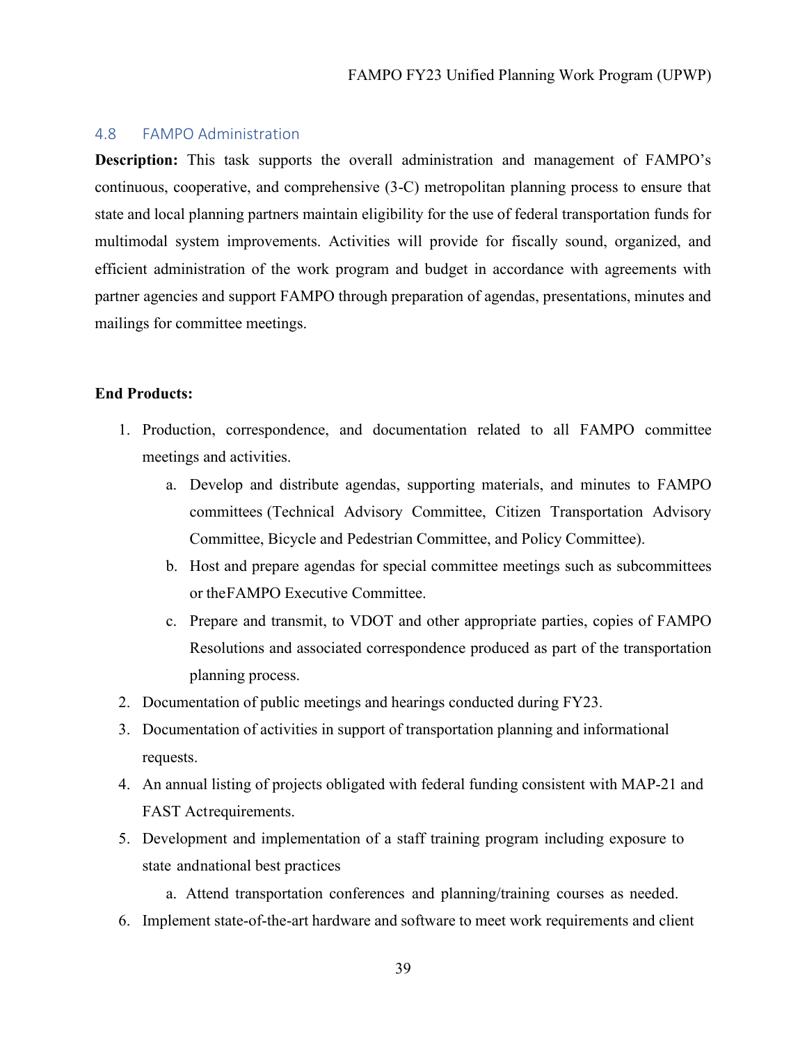## 4.8 FAMPO Administration

**Description:** This task supports the overall administration and management of FAMPO's continuous, cooperative, and comprehensive (3-C) metropolitan planning process to ensure that state and local planning partners maintain eligibility for the use of federal transportation funds for multimodal system improvements. Activities will provide for fiscally sound, organized, and efficient administration of the work program and budget in accordance with agreements with partner agencies and support FAMPO through preparation of agendas, presentations, minutes and mailings for committee meetings.

**End Products:**

1. Production, correspondence, and documentation related to all FAMPO committee meetings and activities.
   a. Develop and distribute agendas, supporting materials, and minutes to FAMPO committees (Technical Advisory Committee, Citizen Transportation Advisory Committee, Bicycle and Pedestrian Committee, and Policy Committee).
   b. Host and prepare agendas for special committee meetings such as subcommittees or theFAMPO Executive Committee.
   c. Prepare and transmit, to VDOT and other appropriate parties, copies of FAMPO Resolutions and associated correspondence produced as part of the transportation planning process.
2. Documentation of public meetings and hearings conducted during FY23.
3. Documentation of activities in support of transportation planning and informational requests.
4. An annual listing of projects obligated with federal funding consistent with MAP-21 and FAST Actrequirements.
5. Development and implementation of a staff training program including exposure to state andnational best practices
   a. Attend transportation conferences and planning/training courses as needed.
6. Implement state-of-the-art hardware and software to meet work requirements and client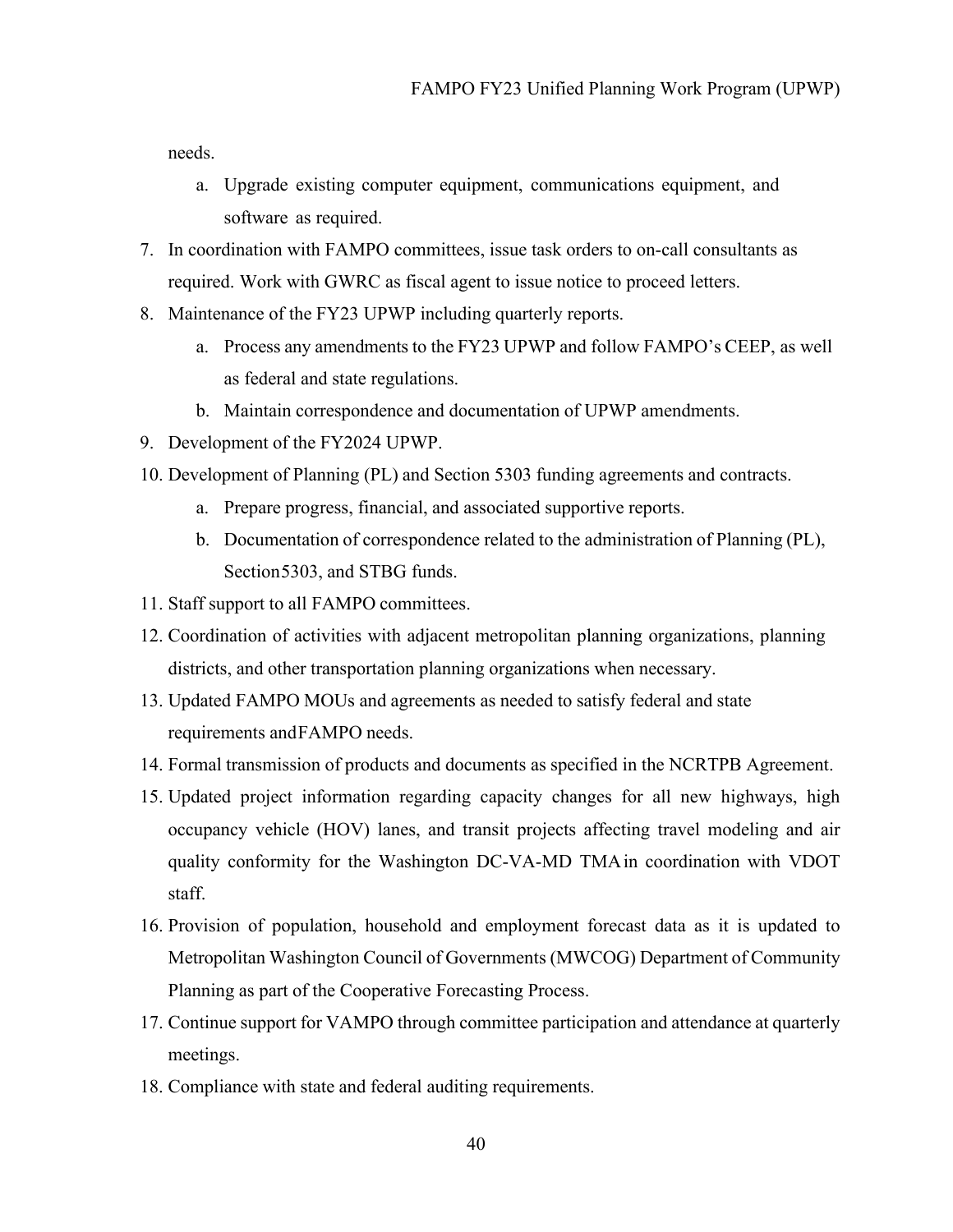needs.

   a. Upgrade existing computer equipment, communications equipment, and software as required.

7. In coordination with FAMPO committees, issue task orders to on-call consultants as required. Work with GWRC as fiscal agent to issue notice to proceed letters.
8. Maintenance of the FY23 UPWP including quarterly reports.
   a. Process any amendments to the FY23 UPWP and follow FAMPO's CEEP, as well as federal and state regulations.
   b. Maintain correspondence and documentation of UPWP amendments.
9. Development of the FY2024 UPWP.
10. Development of Planning (PL) and Section 5303 funding agreements and contracts.
    a. Prepare progress, financial, and associated supportive reports.
    b. Documentation of correspondence related to the administration of Planning (PL), Section5303, and STBG funds.
11. Staff support to all FAMPO committees.
12. Coordination of activities with adjacent metropolitan planning organizations, planning districts, and other transportation planning organizations when necessary.
13. Updated FAMPO MOUs and agreements as needed to satisfy federal and state requirements andFAMPO needs.
14. Formal transmission of products and documents as specified in the NCRTPB Agreement.
15. Updated project information regarding capacity changes for all new highways, high occupancy vehicle (HOV) lanes, and transit projects affecting travel modeling and air quality conformity for the Washington DC-VA-MD TMA in coordination with VDOT staff.
16. Provision of population, household and employment forecast data as it is updated to Metropolitan Washington Council of Governments (MWCOG) Department of Community Planning as part of the Cooperative Forecasting Process.
17. Continue support for VAMPO through committee participation and attendance at quarterly meetings.
18. Compliance with state and federal auditing requirements.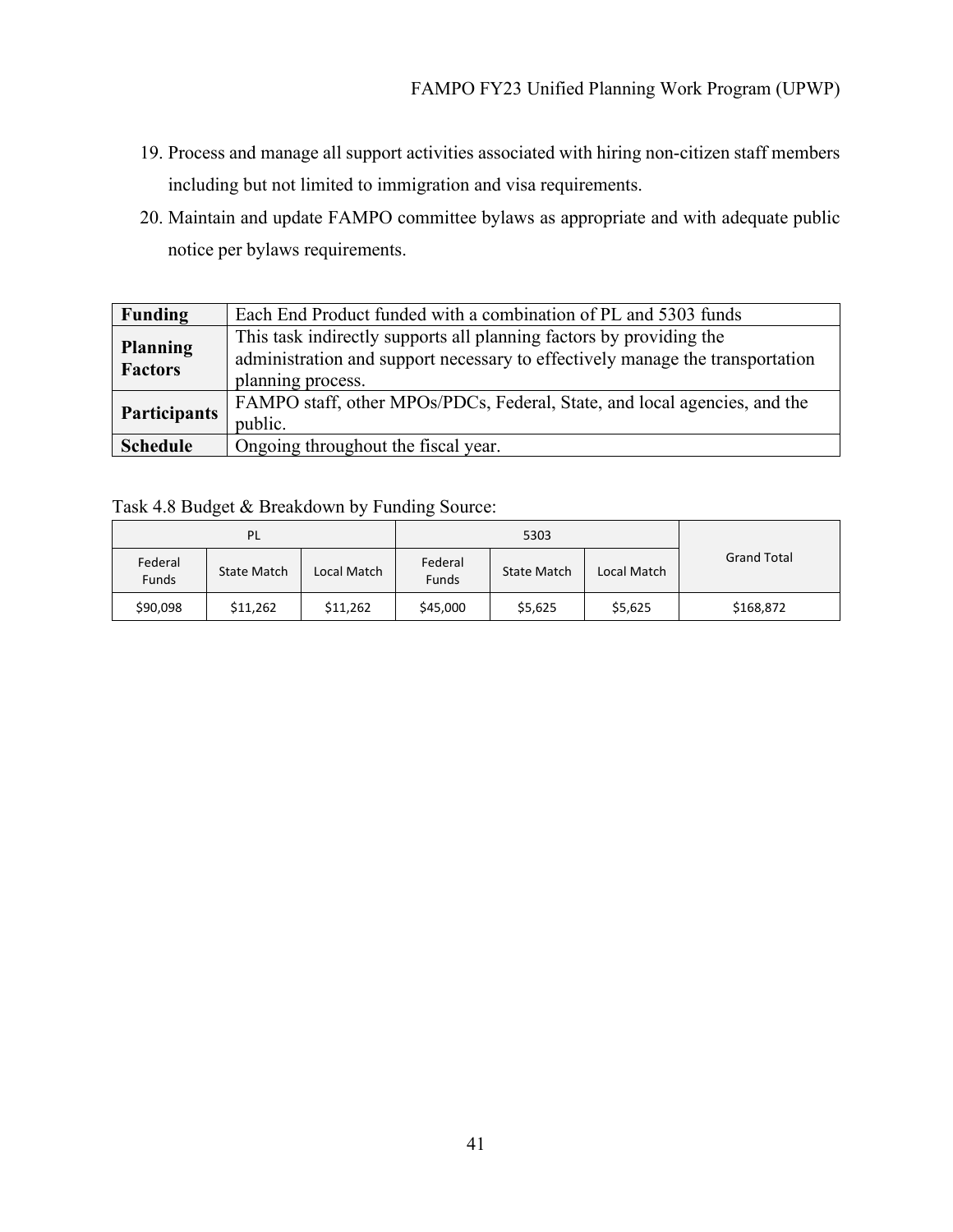19. Process and manage all support activities associated with hiring non-citizen staff members including but not limited to immigration and visa requirements.
20. Maintain and update FAMPO committee bylaws as appropriate and with adequate public notice per bylaws requirements.

| | |
|---|---|
| **Funding** | Each End Product funded with a combination of PL and 5303 funds |
| **Planning Factors** | This task indirectly supports all planning factors by providing the administration and support necessary to effectively manage the transportation planning process. |
| **Participants** | FAMPO staff, other MPOs/PDCs, Federal, State, and local agencies, and the public. |
| **Schedule** | Ongoing throughout the fiscal year. |

Task 4.8 Budget & Breakdown by Funding Source:

| PL | | | 5303 | | | Grand Total |
|---|---|---|---|---|---|---|
| Federal Funds | State Match | Local Match | Federal Funds | State Match | Local Match | |
| $90,098 | $11,262 | $11,262 | $45,000 | $5,625 | $5,625 | $168,872 |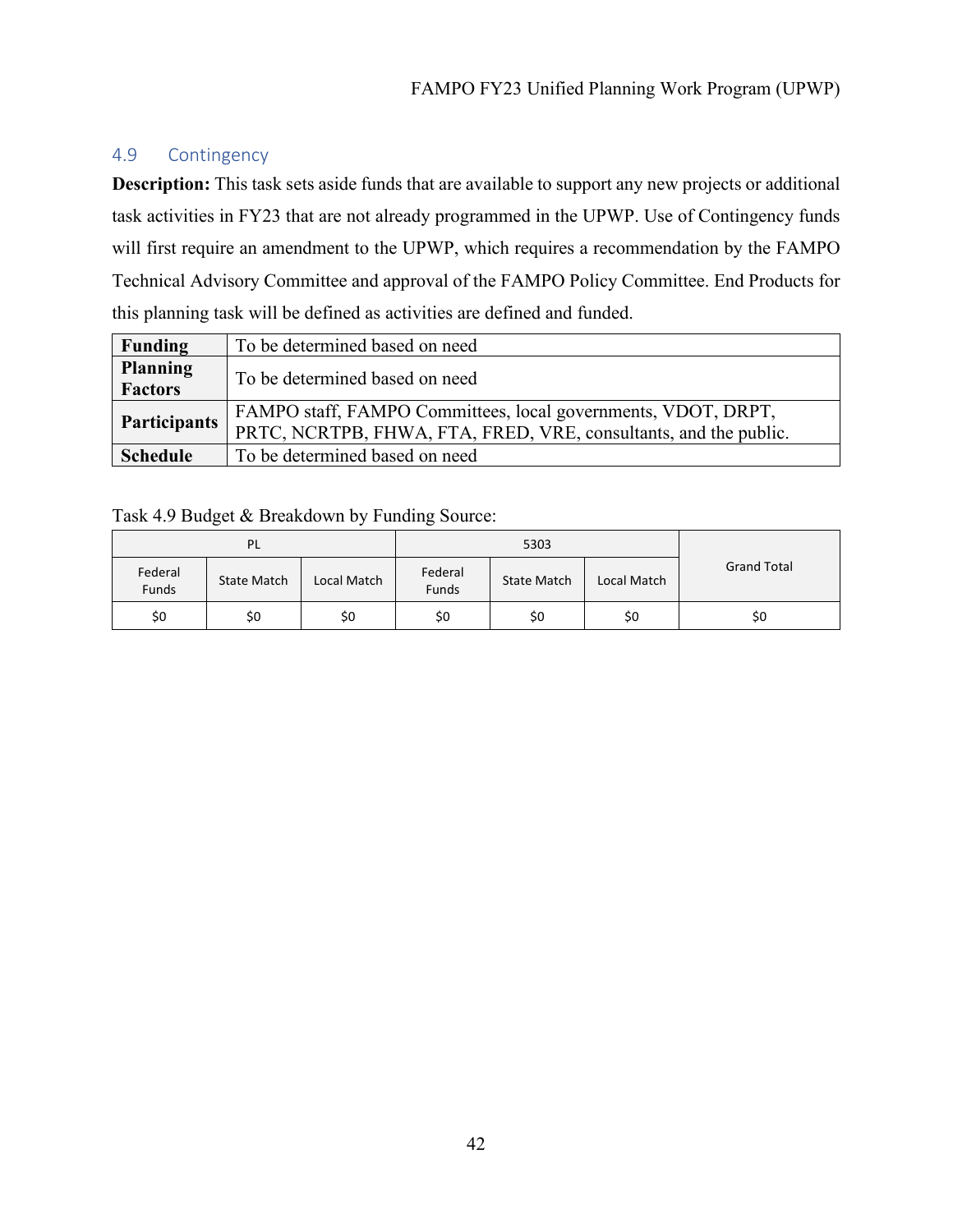## 4.9 Contingency

**Description:** This task sets aside funds that are available to support any new projects or additional task activities in FY23 that are not already programmed in the UPWP. Use of Contingency funds will first require an amendment to the UPWP, which requires a recommendation by the FAMPO Technical Advisory Committee and approval of the FAMPO Policy Committee. End Products for this planning task will be defined as activities are defined and funded.

| | |
|---|---|
| **Funding** | To be determined based on need |
| **Planning Factors** | To be determined based on need |
| **Participants** | FAMPO staff, FAMPO Committees, local governments, VDOT, DRPT, PRTC, NCRTPB, FHWA, FTA, FRED, VRE, consultants, and the public. |
| **Schedule** | To be determined based on need |

Task 4.9 Budget & Breakdown by Funding Source:

| PL | | | 5303 | | | Grand Total |
|---|---|---|---|---|---|---|
| Federal Funds | State Match | Local Match | Federal Funds | State Match | Local Match | |
| $0 | $0 | $0 | $0 | $0 | $0 | $0 |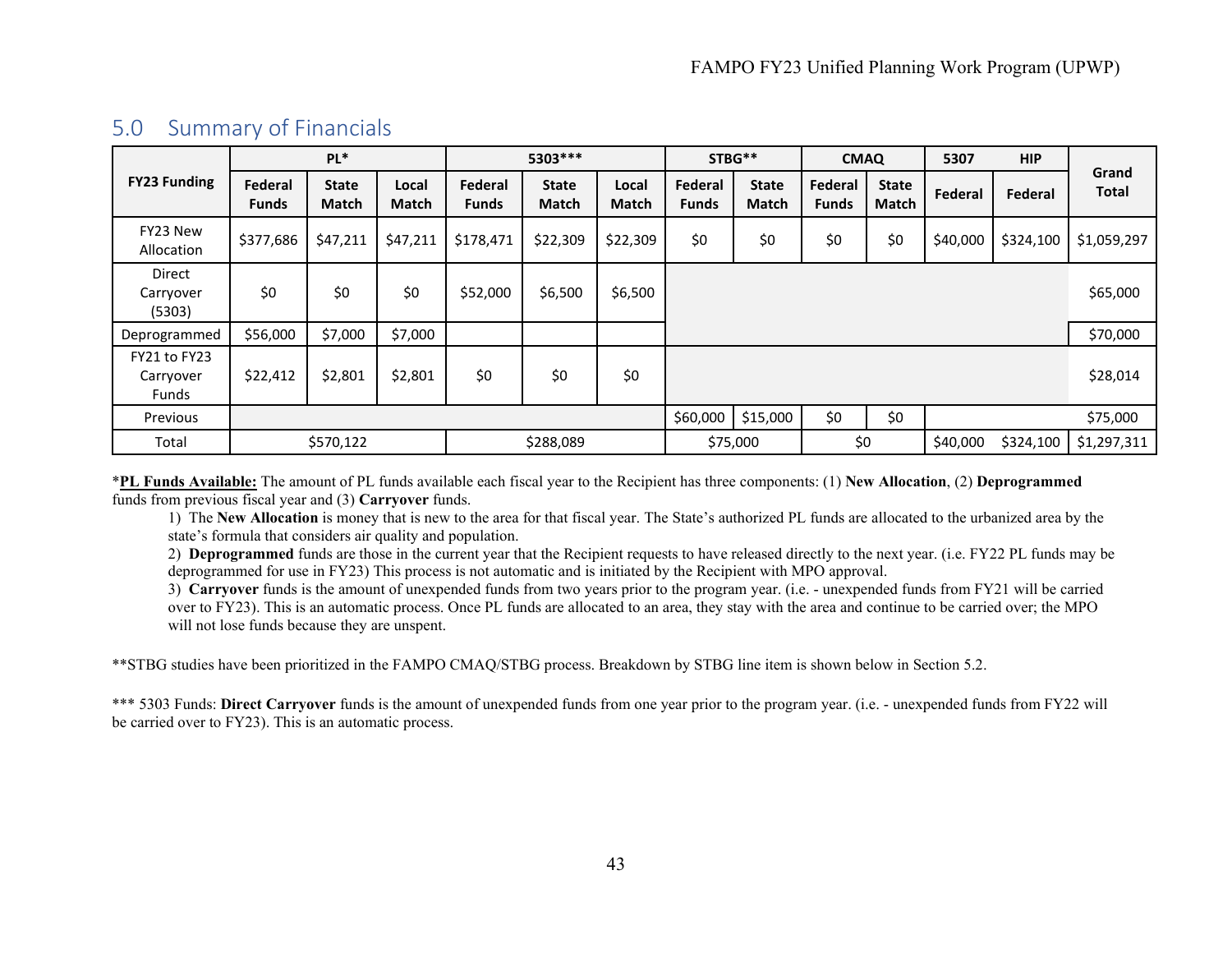## 5.0 Summary of Financials

| FY23 Funding | PL* | | | 5303*** | | | STBG** | | CMAQ | | 5307 | HIP | Grand Total |
|---|---|---|---|---|---|---|---|---|---|---|---|---|---|
| | Federal Funds | State Match | Local Match | Federal Funds | State Match | Local Match | Federal Funds | State Match | Federal Funds | State Match | Federal | Federal | |
| FY23 New Allocation | $377,686 | $47,211 | $47,211 | $178,471 | $22,309 | $22,309 | $0 | $0 | $0 | $0 | $40,000 | $324,100 | $1,059,297 |
| Direct Carryover (5303) | $0 | $0 | $0 | $52,000 | $6,500 | $6,500 | | | | | | | $65,000 |
| Deprogrammed | $56,000 | $7,000 | $7,000 | | | | | | | | | | $70,000 |
| FY21 to FY23 Carryover Funds | $22,412 | $2,801 | $2,801 | $0 | $0 | $0 | | | | | | | $28,014 |
| Previous | | | | | | | $60,000 | $15,000 | $0 | $0 | | | $75,000 |
| Total | $570,122 | | | $288,089 | | | $75,000 | | $0 | | $40,000 | $324,100 | $1,297,311 |

\***PL Funds Available:** The amount of PL funds available each fiscal year to the Recipient has three components: (1) **New Allocation**, (2) **Deprogrammed** funds from previous fiscal year and (3) **Carryover** funds.

1) The **New Allocation** is money that is new to the area for that fiscal year. The State's authorized PL funds are allocated to the urbanized area by the state's formula that considers air quality and population.

2) **Deprogrammed** funds are those in the current year that the Recipient requests to have released directly to the next year. (i.e. FY22 PL funds may be deprogrammed for use in FY23) This process is not automatic and is initiated by the Recipient with MPO approval.

3) **Carryover** funds is the amount of unexpended funds from two years prior to the program year. (i.e. - unexpended funds from FY21 will be carried over to FY23). This is an automatic process. Once PL funds are allocated to an area, they stay with the area and continue to be carried over; the MPO will not lose funds because they are unspent.

**STBG studies have been prioritized in the FAMPO CMAQ/STBG process. Breakdown by STBG line item is shown below in Section 5.2.

*** 5303 Funds: **Direct Carryover** funds is the amount of unexpended funds from one year prior to the program year. (i.e. - unexpended funds from FY22 will be carried over to FY23). This is an automatic process.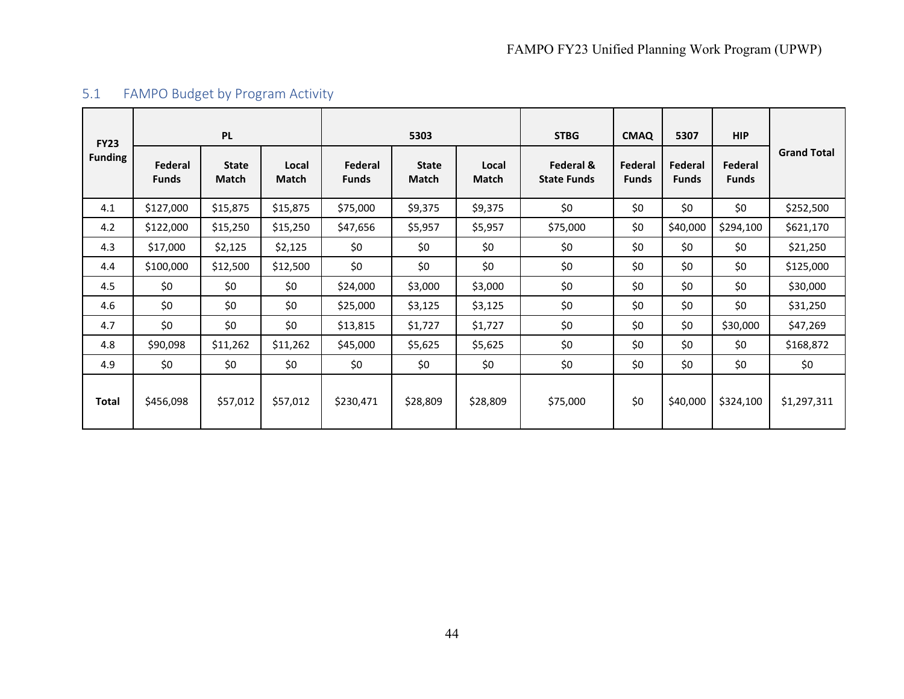## 5.1 FAMPO Budget by Program Activity

| FY23 Funding | PL | | | 5303 | | | STBG | CMAQ | 5307 | HIP | Grand Total |
|---|---|---|---|---|---|---|---|---|---|---|---|
| | Federal Funds | State Match | Local Match | Federal Funds | State Match | Local Match | Federal & State Funds | Federal Funds | Federal Funds | Federal Funds | |
| 4.1 | $127,000 | $15,875 | $15,875 | $75,000 | $9,375 | $9,375 | $0 | $0 | $0 | $0 | $252,500 |
| 4.2 | $122,000 | $15,250 | $15,250 | $47,656 | $5,957 | $5,957 | $75,000 | $0 | $40,000 | $294,100 | $621,170 |
| 4.3 | $17,000 | $2,125 | $2,125 | $0 | $0 | $0 | $0 | $0 | $0 | $0 | $21,250 |
| 4.4 | $100,000 | $12,500 | $12,500 | $0 | $0 | $0 | $0 | $0 | $0 | $0 | $125,000 |
| 4.5 | $0 | $0 | $0 | $24,000 | $3,000 | $3,000 | $0 | $0 | $0 | $0 | $30,000 |
| 4.6 | $0 | $0 | $0 | $25,000 | $3,125 | $3,125 | $0 | $0 | $0 | $0 | $31,250 |
| 4.7 | $0 | $0 | $0 | $13,815 | $1,727 | $1,727 | $0 | $0 | $0 | $30,000 | $47,269 |
| 4.8 | $90,098 | $11,262 | $11,262 | $45,000 | $5,625 | $5,625 | $0 | $0 | $0 | $0 | $168,872 |
| 4.9 | $0 | $0 | $0 | $0 | $0 | $0 | $0 | $0 | $0 | $0 | $0 |
| **Total** | $456,098 | $57,012 | $57,012 | $230,471 | $28,809 | $28,809 | $75,000 | $0 | $40,000 | $324,100 | $1,297,311 |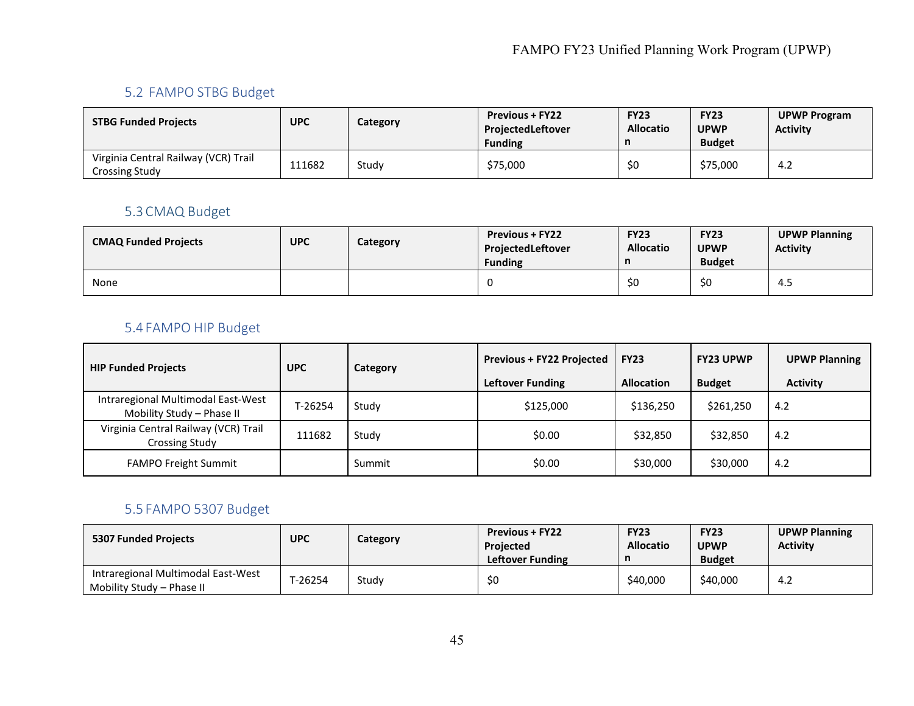## 5.2 FAMPO STBG Budget

| STBG Funded Projects | UPC | Category | Previous + FY22 ProjectedLeftover Funding | FY23 Allocation | FY23 UPWP Budget | UPWP Program Activity |
|---|---|---|---|---|---|---|
| Virginia Central Railway (VCR) Trail Crossing Study | 111682 | Study | $75,000 | $0 | $75,000 | 4.2 |

## 5.3 CMAQ Budget

| CMAQ Funded Projects | UPC | Category | Previous + FY22 ProjectedLeftover Funding | FY23 Allocation | FY23 UPWP Budget | UPWP Planning Activity |
|---|---|---|---|---|---|---|
| None | | | 0 | $0 | $0 | 4.5 |

## 5.4 FAMPO HIP Budget

| HIP Funded Projects | UPC | Category | Previous + FY22 Projected Leftover Funding | FY23 Allocation | FY23 UPWP Budget | UPWP Planning Activity |
|---|---|---|---|---|---|---|
| Intraregional Multimodal East-West Mobility Study – Phase II | T-26254 | Study | $125,000 | $136,250 | $261,250 | 4.2 |
| Virginia Central Railway (VCR) Trail Crossing Study | 111682 | Study | $0.00 | $32,850 | $32,850 | 4.2 |
| FAMPO Freight Summit | | Summit | $0.00 | $30,000 | $30,000 | 4.2 |

## 5.5 FAMPO 5307 Budget

| 5307 Funded Projects | UPC | Category | Previous + FY22 Projected Leftover Funding | FY23 Allocation | FY23 UPWP Budget | UPWP Planning Activity |
|---|---|---|---|---|---|---|
| Intraregional Multimodal East-West Mobility Study – Phase II | T-26254 | Study | $0 | $40,000 | $40,000 | 4.2 |